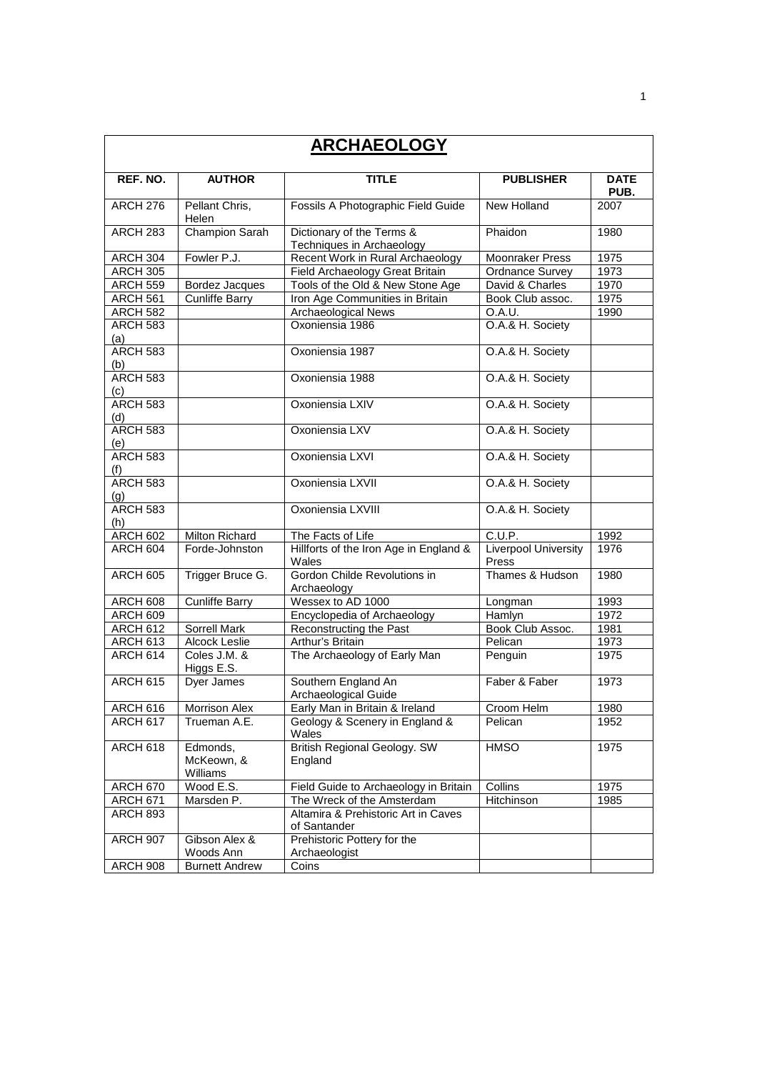# ARCHAEOLOGY

| REF. NO. | AUTHOR | TITLE | PUBLISHER | DATE PUB. |
|---|---|---|---|---|
| ARCH 276 | Pellant Chris, Helen | Fossils A Photographic Field Guide | New Holland | 2007 |
| ARCH 283 | Champion Sarah | Dictionary of the Terms & Techniques in Archaeology | Phaidon | 1980 |
| ARCH 304 | Fowler P.J. | Recent Work in Rural Archaeology | Moonraker Press | 1975 |
| ARCH 305 | | Field Archaeology Great Britain | Ordnance Survey | 1973 |
| ARCH 559 | Bordez Jacques | Tools of the Old & New Stone Age | David & Charles | 1970 |
| ARCH 561 | Cunliffe Barry | Iron Age Communities in Britain | Book Club assoc. | 1975 |
| ARCH 582 | | Archaeological News | O.A.U. | 1990 |
| ARCH 583 (a) | | Oxoniensia 1986 | O.A.& H. Society | |
| ARCH 583 (b) | | Oxoniensia 1987 | O.A.& H. Society | |
| ARCH 583 (c) | | Oxoniensia 1988 | O.A.& H. Society | |
| ARCH 583 (d) | | Oxoniensia LXIV | O.A.& H. Society | |
| ARCH 583 (e) | | Oxoniensia LXV | O.A.& H. Society | |
| ARCH 583 (f) | | Oxoniensia LXVI | O.A.& H. Society | |
| ARCH 583 (g) | | Oxoniensia LXVII | O.A.& H. Society | |
| ARCH 583 (h) | | Oxoniensia LXVIII | O.A.& H. Society | |
| ARCH 602 | Milton Richard | The Facts of Life | C.U.P. | 1992 |
| ARCH 604 | Forde-Johnston | Hillforts of the Iron Age in England & Wales | Liverpool University Press | 1976 |
| ARCH 605 | Trigger Bruce G. | Gordon Childe Revolutions in Archaeology | Thames & Hudson | 1980 |
| ARCH 608 | Cunliffe Barry | Wessex to AD 1000 | Longman | 1993 |
| ARCH 609 | | Encyclopedia of Archaeology | Hamlyn | 1972 |
| ARCH 612 | Sorrell Mark | Reconstructing the Past | Book Club Assoc. | 1981 |
| ARCH 613 | Alcock Leslie | Arthur's Britain | Pelican | 1973 |
| ARCH 614 | Coles J.M. & Higgs E.S. | The Archaeology of Early Man | Penguin | 1975 |
| ARCH 615 | Dyer James | Southern England An Archaeological Guide | Faber & Faber | 1973 |
| ARCH 616 | Morrison Alex | Early Man in Britain & Ireland | Croom Helm | 1980 |
| ARCH 617 | Trueman A.E. | Geology & Scenery in England & Wales | Pelican | 1952 |
| ARCH 618 | Edmonds, McKeown, & Williams | British Regional Geology. SW England | HMSO | 1975 |
| ARCH 670 | Wood E.S. | Field Guide to Archaeology in Britain | Collins | 1975 |
| ARCH 671 | Marsden P. | The Wreck of the Amsterdam | Hitchinson | 1985 |
| ARCH 893 | | Altamira & Prehistoric Art in Caves of Santander | | |
| ARCH 907 | Gibson Alex & Woods Ann | Prehistoric Pottery for the Archaeologist | | |
| ARCH 908 | Burnett Andrew | Coins | | |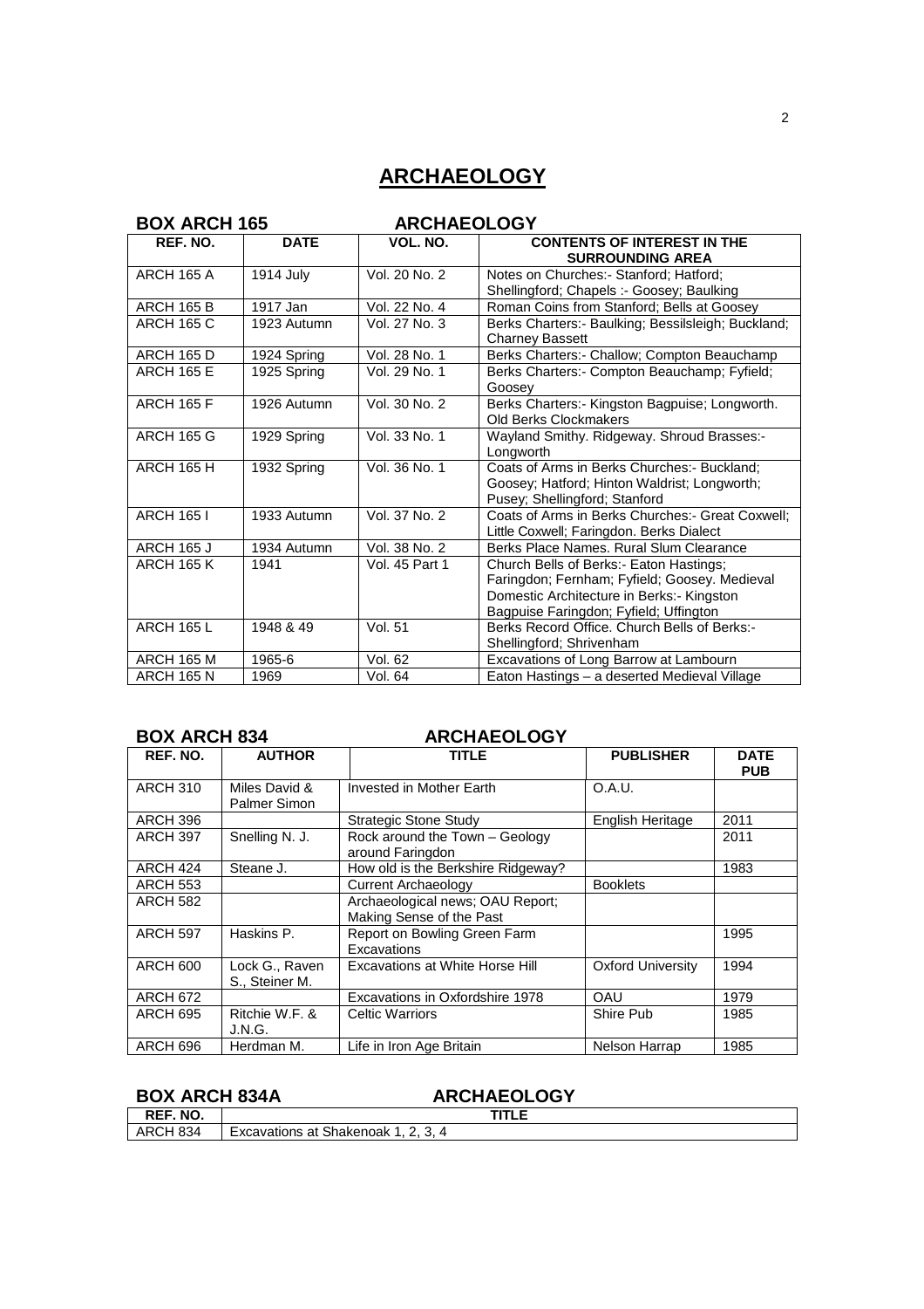# ARCHAEOLOGY

## BOX ARCH 165 ARCHAEOLOGY

| REF. NO. | DATE | VOL. NO. | CONTENTS OF INTEREST IN THE SURROUNDING AREA |
|---|---|---|---|
| ARCH 165 A | 1914 July | Vol. 20 No. 2 | Notes on Churches:- Stanford; Hatford; Shellingford; Chapels :- Goosey; Baulking |
| ARCH 165 B | 1917 Jan | Vol. 22 No. 4 | Roman Coins from Stanford; Bells at Goosey |
| ARCH 165 C | 1923 Autumn | Vol. 27 No. 3 | Berks Charters:- Baulking; Bessilsleigh; Buckland; Charney Bassett |
| ARCH 165 D | 1924 Spring | Vol. 28 No. 1 | Berks Charters:- Challow; Compton Beauchamp |
| ARCH 165 E | 1925 Spring | Vol. 29 No. 1 | Berks Charters:- Compton Beauchamp; Fyfield; Goosey |
| ARCH 165 F | 1926 Autumn | Vol. 30 No. 2 | Berks Charters:- Kingston Bagpuise; Longworth. Old Berks Clockmakers |
| ARCH 165 G | 1929 Spring | Vol. 33 No. 1 | Wayland Smithy. Ridgeway. Shroud Brasses:- Longworth |
| ARCH 165 H | 1932 Spring | Vol. 36 No. 1 | Coats of Arms in Berks Churches:- Buckland; Goosey; Hatford; Hinton Waldrist; Longworth; Pusey; Shellingford; Stanford |
| ARCH 165 I | 1933 Autumn | Vol. 37 No. 2 | Coats of Arms in Berks Churches:- Great Coxwell; Little Coxwell; Faringdon. Berks Dialect |
| ARCH 165 J | 1934 Autumn | Vol. 38 No. 2 | Berks Place Names. Rural Slum Clearance |
| ARCH 165 K | 1941 | Vol. 45 Part 1 | Church Bells of Berks:- Eaton Hastings; Faringdon; Fernham; Fyfield; Goosey. Medieval Domestic Architecture in Berks:- Kingston Bagpuise Faringdon; Fyfield; Uffington |
| ARCH 165 L | 1948 & 49 | Vol. 51 | Berks Record Office. Church Bells of Berks:- Shellingford; Shrivenham |
| ARCH 165 M | 1965-6 | Vol. 62 | Excavations of Long Barrow at Lambourn |
| ARCH 165 N | 1969 | Vol. 64 | Eaton Hastings – a deserted Medieval Village |

## BOX ARCH 834 ARCHAEOLOGY

| REF. NO. | AUTHOR | TITLE | PUBLISHER | DATE PUB |
|---|---|---|---|---|
| ARCH 310 | Miles David & Palmer Simon | Invested in Mother Earth | O.A.U. | |
| ARCH 396 | | Strategic Stone Study | English Heritage | 2011 |
| ARCH 397 | Snelling N. J. | Rock around the Town – Geology around Faringdon | | 2011 |
| ARCH 424 | Steane J. | How old is the Berkshire Ridgeway? | | 1983 |
| ARCH 553 | | Current Archaeology | Booklets | |
| ARCH 582 | | Archaeological news; OAU Report; Making Sense of the Past | | |
| ARCH 597 | Haskins P. | Report on Bowling Green Farm Excavations | | 1995 |
| ARCH 600 | Lock G., Raven S., Steiner M. | Excavations at White Horse Hill | Oxford University | 1994 |
| ARCH 672 | | Excavations in Oxfordshire 1978 | OAU | 1979 |
| ARCH 695 | Ritchie W.F. & J.N.G. | Celtic Warriors | Shire Pub | 1985 |
| ARCH 696 | Herdman M. | Life in Iron Age Britain | Nelson Harrap | 1985 |

## BOX ARCH 834A ARCHAEOLOGY

| REF. NO. | TITLE |
|---|---|
| ARCH 834 | Excavations at Shakenoak 1, 2, 3, 4 |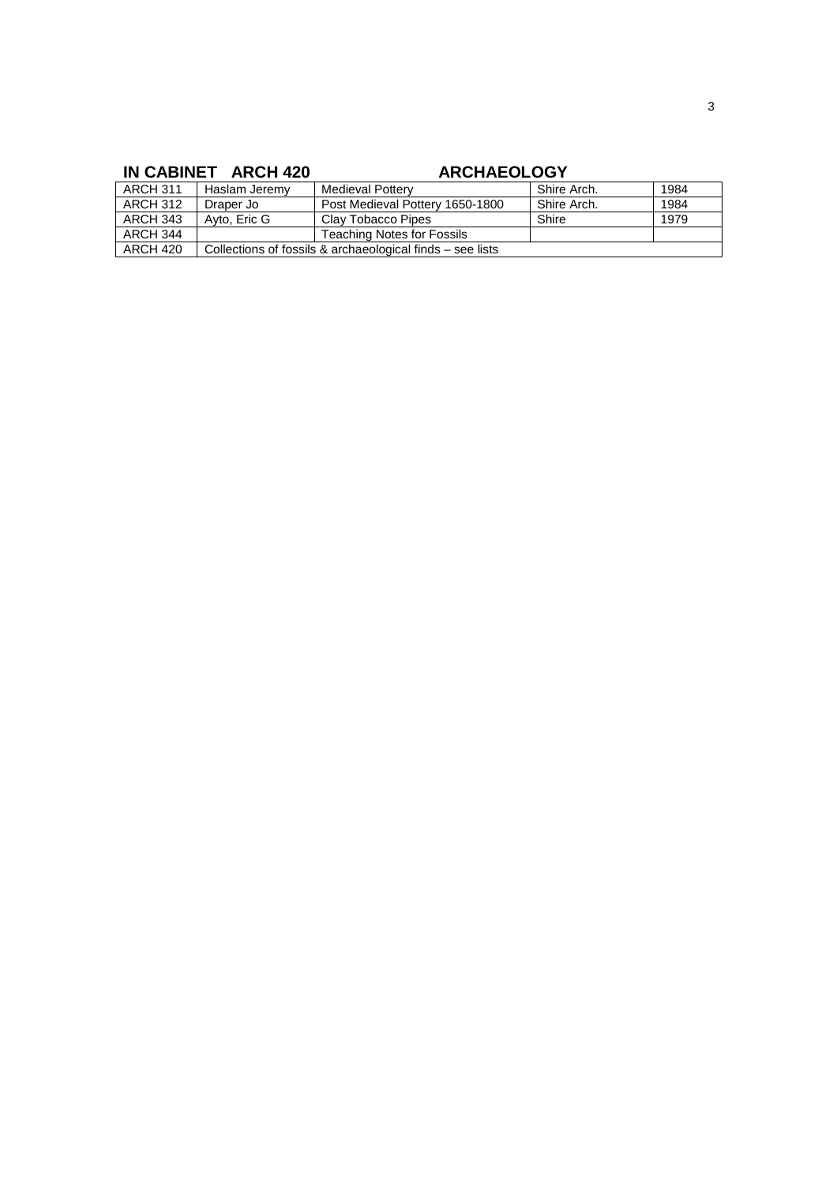## IN CABINET ARCH 420 ARCHAEOLOGY

| | | | | |
|---|---|---|---|---|
| ARCH 311 | Haslam Jeremy | Medieval Pottery | Shire Arch. | 1984 |
| ARCH 312 | Draper Jo | Post Medieval Pottery 1650-1800 | Shire Arch. | 1984 |
| ARCH 343 | Ayto, Eric G | Clay Tobacco Pipes | Shire | 1979 |
| ARCH 344 | | Teaching Notes for Fossils | | |
| ARCH 420 | Collections of fossils & archaeological finds – see lists | | | |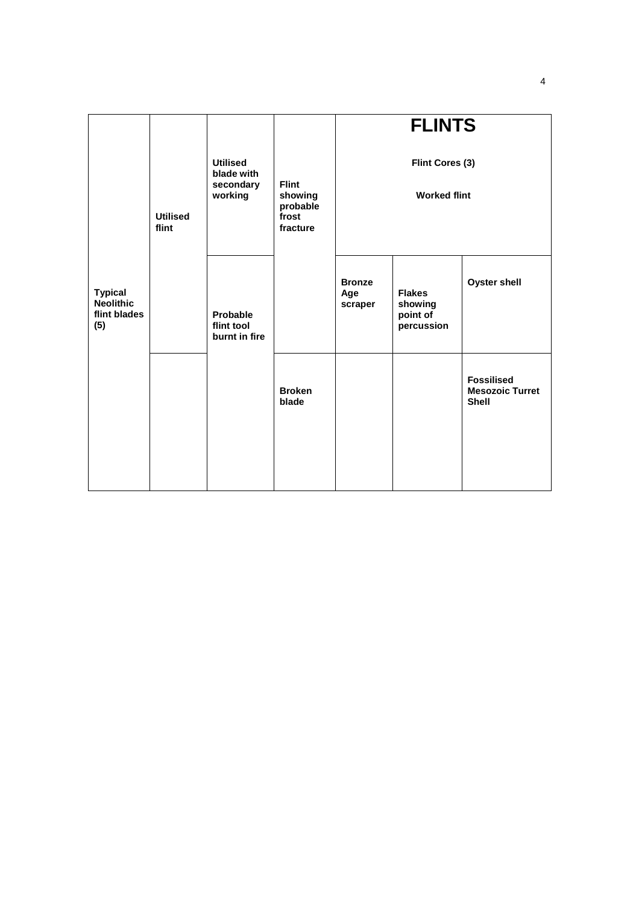| Typical Neolithic flint blades (5) | Utilised flint | Utilised blade with secondary working | Flint showing probable frost fracture | **FLINTS** Flint Cores (3) Worked flint | | |
|---|---|---|---|---|---|---|
| | | Probable flint tool burnt in fire | | Bronze Age scraper | Flakes showing point of percussion | Oyster shell |
| | | | Broken blade | | | Fossilised Mesozoic Turret Shell |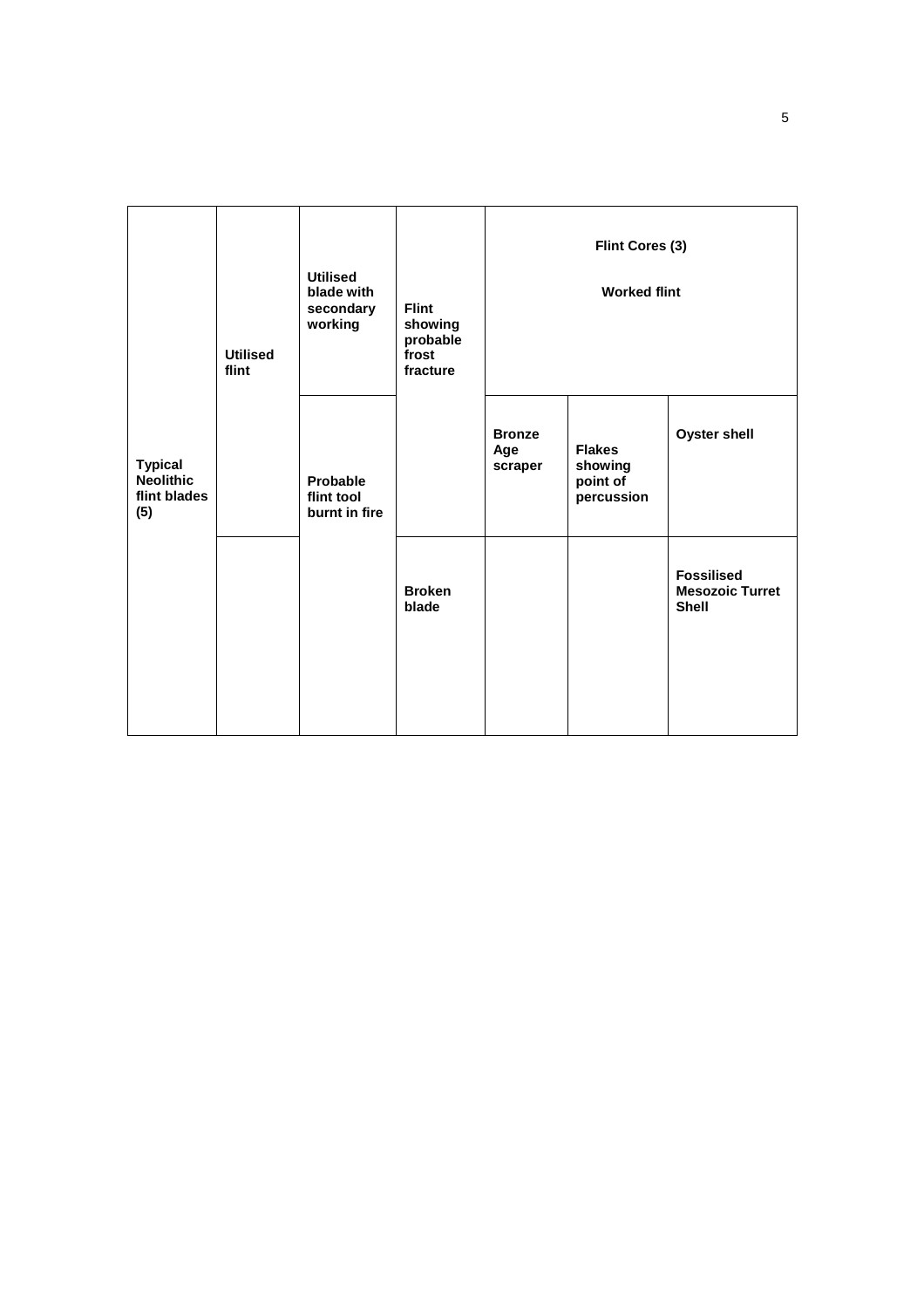|  | Utilised flint | Utilised blade with secondary working | Flint showing probable frost fracture | Flint Cores (3) Worked flint | | |
|---|---|---|---|---|---|---|
| Typical Neolithic flint blades (5) | | Probable flint tool burnt in fire | | Bronze Age scraper | Flakes showing point of percussion | Oyster shell |
| | | | Broken blade | | | Fossilised Mesozoic Turret Shell |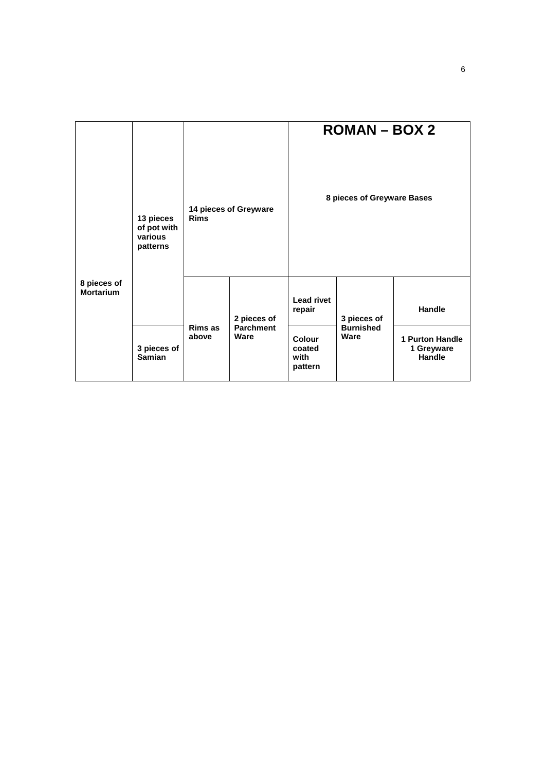# ROMAN – BOX 2

| 8 pieces of Mortarium | 13 pieces of pot with various patterns | 14 pieces of Greyware Rims | | 8 pieces of Greyware Bases | | |
|---|---|---|---|---|---|---|
| | | Rims as above | 2 pieces of Parchment Ware | Lead rivet repair | 3 pieces of Burnished Ware | Handle |
| | 3 pieces of Samian | | | Colour coated with pattern | | 1 Purton Handle 1 Greyware Handle |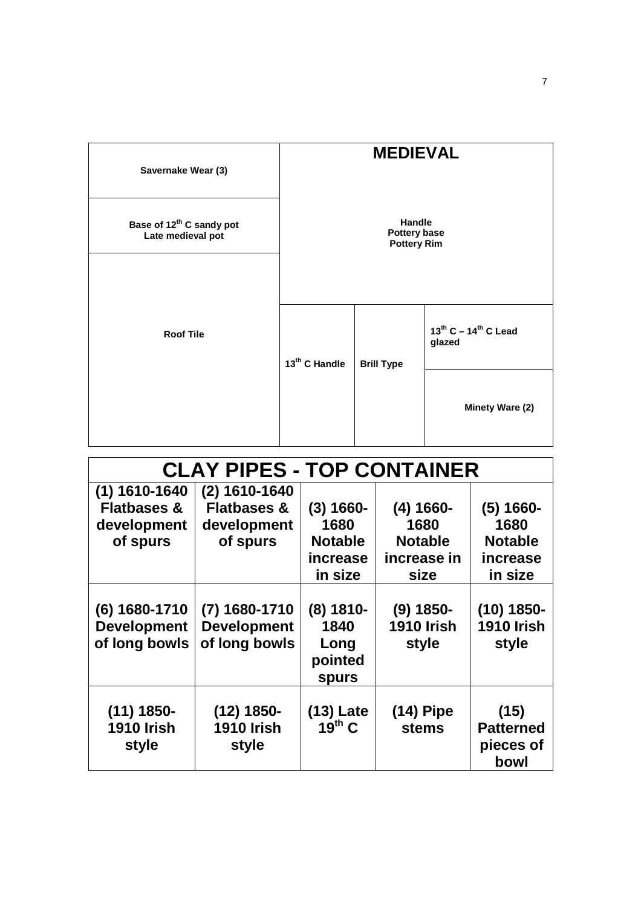| Savernake Wear (3) | MEDIEVAL | | |
|---|---|---|---|
| Base of 12th C sandy pot<br>Late medieval pot | Handle<br>Pottery base<br>Pottery Rim | | |
| Roof Tile | 13th C Handle | Brill Type | 13th C – 14th C Lead glazed |
| | | | Minety Ware (2) |

| CLAY PIPES - TOP CONTAINER | | | | |
|---|---|---|---|---|
| (1) 1610-1640 Flatbases & development of spurs | (2) 1610-1640 Flatbases & development of spurs | (3) 1660-1680 Notable increase in size | (4) 1660-1680 Notable increase in size | (5) 1660-1680 Notable increase in size |
| (6) 1680-1710 Development of long bowls | (7) 1680-1710 Development of long bowls | (8) 1810-1840 Long pointed spurs | (9) 1850-1910 Irish style | (10) 1850-1910 Irish style |
| (11) 1850-1910 Irish style | (12) 1850-1910 Irish style | (13) Late 19th C | (14) Pipe stems | (15) Patterned pieces of bowl |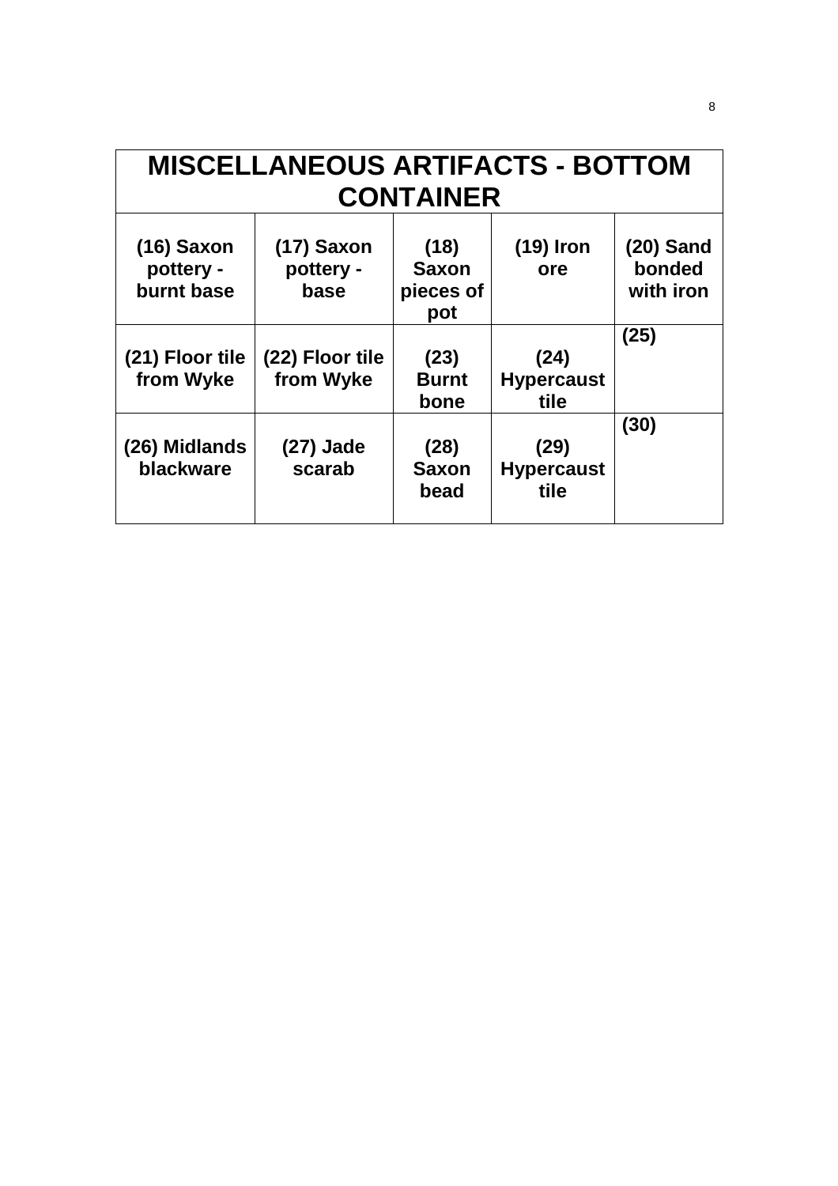| MISCELLANEOUS ARTIFACTS - BOTTOM CONTAINER | | | | |
|---|---|---|---|---|
| **(16) Saxon pottery - burnt base** | **(17) Saxon pottery - base** | **(18) Saxon pieces of pot** | **(19) Iron ore** | **(20) Sand bonded with iron** |
| **(21) Floor tile from Wyke** | **(22) Floor tile from Wyke** | **(23) Burnt bone** | **(24) Hypercaust tile** | **(25)** |
| **(26) Midlands blackware** | **(27) Jade scarab** | **(28) Saxon bead** | **(29) Hypercaust tile** | **(30)** |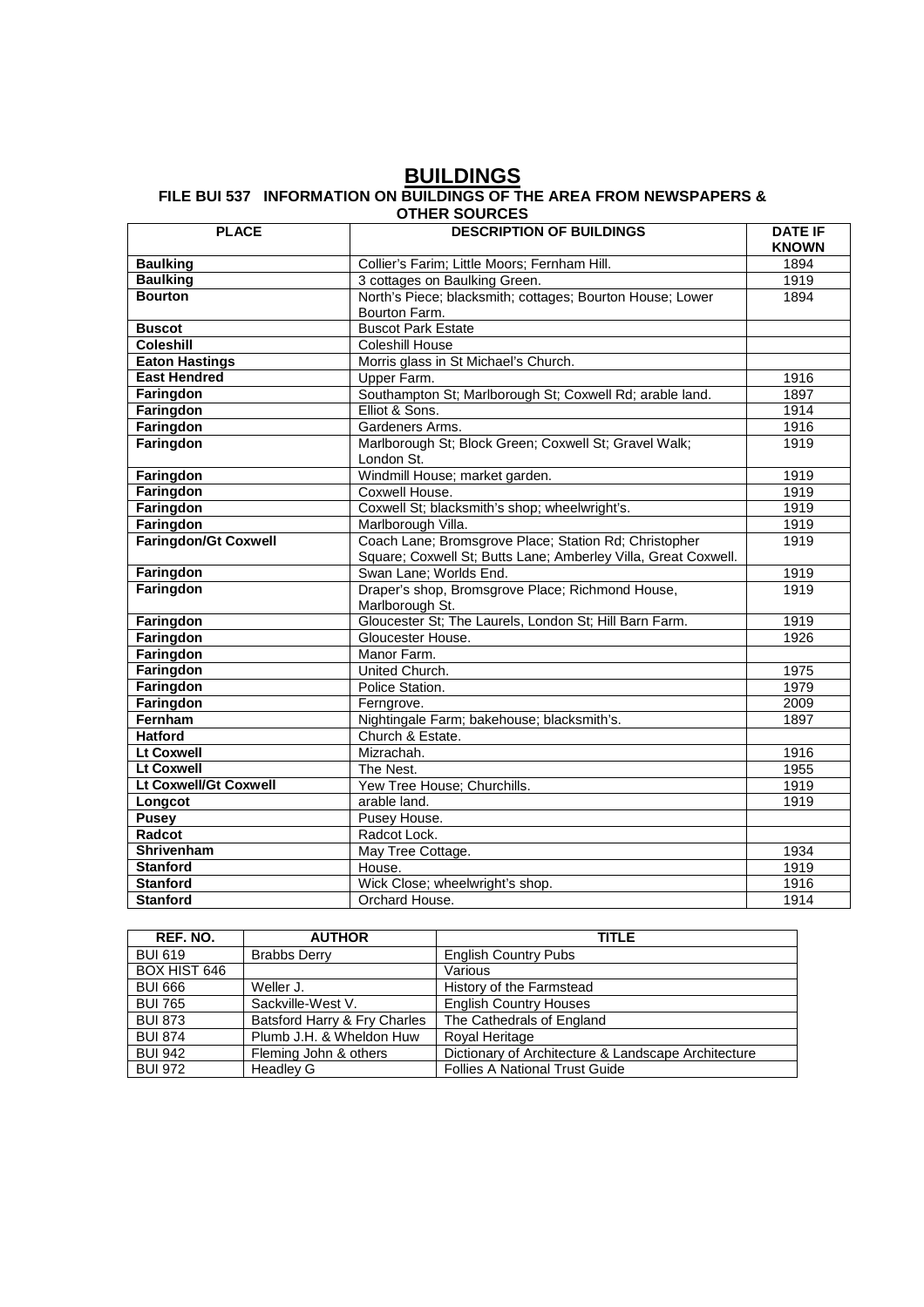# BUILDINGS

### FILE BUI 537 INFORMATION ON BUILDINGS OF THE AREA FROM NEWSPAPERS & OTHER SOURCES

| PLACE | DESCRIPTION OF BUILDINGS | DATE IF KNOWN |
|---|---|---|
| **Baulking** | Collier's Farim; Little Moors; Fernham Hill. | 1894 |
| **Baulking** | 3 cottages on Baulking Green. | 1919 |
| **Bourton** | North's Piece; blacksmith; cottages; Bourton House; Lower Bourton Farm. | 1894 |
| **Buscot** | Buscot Park Estate | |
| **Coleshill** | Coleshill House | |
| **Eaton Hastings** | Morris glass in St Michael's Church. | |
| **East Hendred** | Upper Farm. | 1916 |
| **Faringdon** | Southampton St; Marlborough St; Coxwell Rd; arable land. | 1897 |
| **Faringdon** | Elliot & Sons. | 1914 |
| **Faringdon** | Gardeners Arms. | 1916 |
| **Faringdon** | Marlborough St; Block Green; Coxwell St; Gravel Walk; London St. | 1919 |
| **Faringdon** | Windmill House; market garden. | 1919 |
| **Faringdon** | Coxwell House. | 1919 |
| **Faringdon** | Coxwell St; blacksmith's shop; wheelwright's. | 1919 |
| **Faringdon** | Marlborough Villa. | 1919 |
| **Faringdon/Gt Coxwell** | Coach Lane; Bromsgrove Place; Station Rd; Christopher Square; Coxwell St; Butts Lane; Amberley Villa, Great Coxwell. | 1919 |
| **Faringdon** | Swan Lane; Worlds End. | 1919 |
| **Faringdon** | Draper's shop, Bromsgrove Place; Richmond House, Marlborough St. | 1919 |
| **Faringdon** | Gloucester St; The Laurels, London St; Hill Barn Farm. | 1919 |
| **Faringdon** | Gloucester House. | 1926 |
| **Faringdon** | Manor Farm. | |
| **Faringdon** | United Church. | 1975 |
| **Faringdon** | Police Station. | 1979 |
| **Faringdon** | Ferngrove. | 2009 |
| **Fernham** | Nightingale Farm; bakehouse; blacksmith's. | 1897 |
| **Hatford** | Church & Estate. | |
| **Lt Coxwell** | Mizrachah. | 1916 |
| **Lt Coxwell** | The Nest. | 1955 |
| **Lt Coxwell/Gt Coxwell** | Yew Tree House; Churchills. | 1919 |
| **Longcot** | arable land. | 1919 |
| **Pusey** | Pusey House. | |
| **Radcot** | Radcot Lock. | |
| **Shrivenham** | May Tree Cottage. | 1934 |
| **Stanford** | House. | 1919 |
| **Stanford** | Wick Close; wheelwright's shop. | 1916 |
| **Stanford** | Orchard House. | 1914 |

| REF. NO. | AUTHOR | TITLE |
|---|---|---|
| BUI 619 | Brabbs Derry | English Country Pubs |
| BOX HIST 646 | | Various |
| BUI 666 | Weller J. | History of the Farmstead |
| BUI 765 | Sackville-West V. | English Country Houses |
| BUI 873 | Batsford Harry & Fry Charles | The Cathedrals of England |
| BUI 874 | Plumb J.H. & Wheldon Huw | Royal Heritage |
| BUI 942 | Fleming John & others | Dictionary of Architecture & Landscape Architecture |
| BUI 972 | Headley G | Follies A National Trust Guide |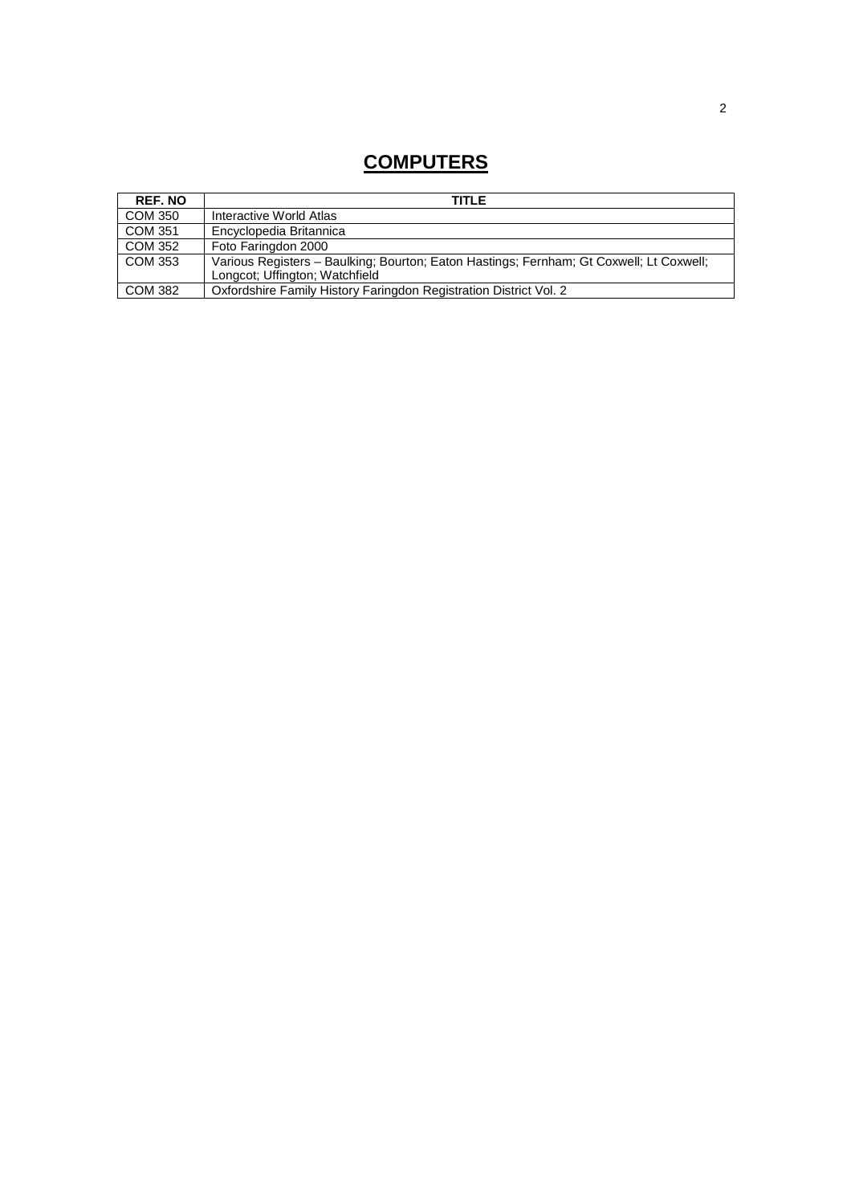# COMPUTERS

| REF. NO | TITLE |
|---|---|
| COM 350 | Interactive World Atlas |
| COM 351 | Encyclopedia Britannica |
| COM 352 | Foto Faringdon 2000 |
| COM 353 | Various Registers – Baulking; Bourton; Eaton Hastings; Fernham; Gt Coxwell; Lt Coxwell; Longcot; Uffington; Watchfield |
| COM 382 | Oxfordshire Family History Faringdon Registration District Vol. 2 |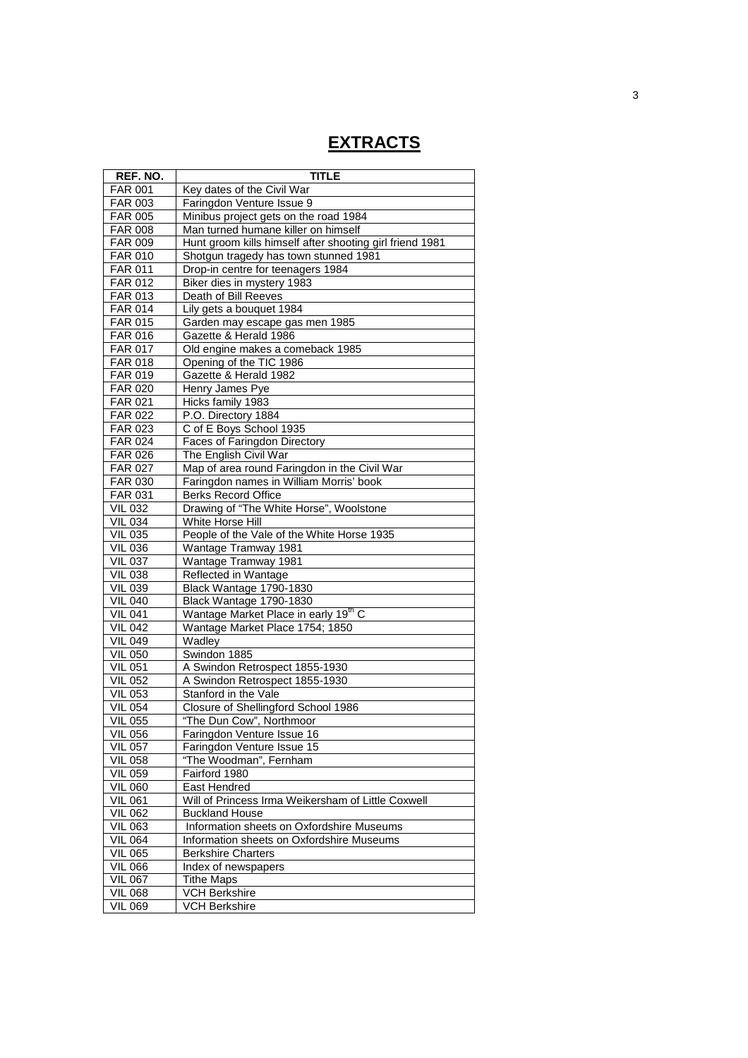# EXTRACTS

| REF. NO. | TITLE |
|---|---|
| FAR 001 | Key dates of the Civil War |
| FAR 003 | Faringdon Venture Issue 9 |
| FAR 005 | Minibus project gets on the road 1984 |
| FAR 008 | Man turned humane killer on himself |
| FAR 009 | Hunt groom kills himself after shooting girl friend 1981 |
| FAR 010 | Shotgun tragedy has town stunned 1981 |
| FAR 011 | Drop-in centre for teenagers 1984 |
| FAR 012 | Biker dies in mystery 1983 |
| FAR 013 | Death of Bill Reeves |
| FAR 014 | Lily gets a bouquet 1984 |
| FAR 015 | Garden may escape gas men 1985 |
| FAR 016 | Gazette & Herald 1986 |
| FAR 017 | Old engine makes a comeback 1985 |
| FAR 018 | Opening of the TIC 1986 |
| FAR 019 | Gazette & Herald 1982 |
| FAR 020 | Henry James Pye |
| FAR 021 | Hicks family 1983 |
| FAR 022 | P.O. Directory 1884 |
| FAR 023 | C of E Boys School 1935 |
| FAR 024 | Faces of Faringdon Directory |
| FAR 026 | The English Civil War |
| FAR 027 | Map of area round Faringdon in the Civil War |
| FAR 030 | Faringdon names in William Morris' book |
| FAR 031 | Berks Record Office |
| VIL 032 | Drawing of "The White Horse", Woolstone |
| VIL 034 | White Horse Hill |
| VIL 035 | People of the Vale of the White Horse 1935 |
| VIL 036 | Wantage Tramway 1981 |
| VIL 037 | Wantage Tramway 1981 |
| VIL 038 | Reflected in Wantage |
| VIL 039 | Black Wantage 1790-1830 |
| VIL 040 | Black Wantage 1790-1830 |
| VIL 041 | Wantage Market Place in early 19th C |
| VIL 042 | Wantage Market Place 1754; 1850 |
| VIL 049 | Wadley |
| VIL 050 | Swindon 1885 |
| VIL 051 | A Swindon Retrospect 1855-1930 |
| VIL 052 | A Swindon Retrospect 1855-1930 |
| VIL 053 | Stanford in the Vale |
| VIL 054 | Closure of Shellingford School 1986 |
| VIL 055 | "The Dun Cow", Northmoor |
| VIL 056 | Faringdon Venture Issue 16 |
| VIL 057 | Faringdon Venture Issue 15 |
| VIL 058 | "The Woodman", Fernham |
| VIL 059 | Fairford 1980 |
| VIL 060 | East Hendred |
| VIL 061 | Will of Princess Irma Weikersham of Little Coxwell |
| VIL 062 | Buckland House |
| VIL 063 | Information sheets on Oxfordshire Museums |
| VIL 064 | Information sheets on Oxfordshire Museums |
| VIL 065 | Berkshire Charters |
| VIL 066 | Index of newspapers |
| VIL 067 | Tithe Maps |
| VIL 068 | VCH Berkshire |
| VIL 069 | VCH Berkshire |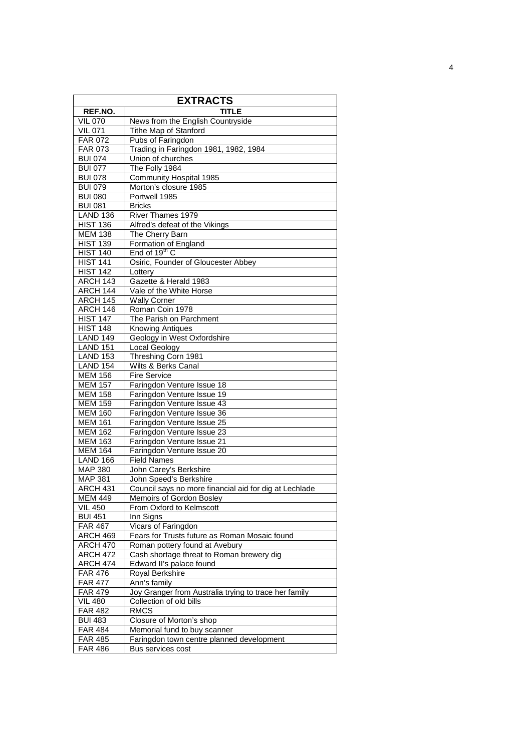| EXTRACTS | |
|---|---|
| **REF.NO.** | **TITLE** |
| VIL 070 | News from the English Countryside |
| VIL 071 | Tithe Map of Stanford |
| FAR 072 | Pubs of Faringdon |
| FAR 073 | Trading in Faringdon 1981, 1982, 1984 |
| BUI 074 | Union of churches |
| BUI 077 | The Folly 1984 |
| BUI 078 | Community Hospital 1985 |
| BUI 079 | Morton's closure 1985 |
| BUI 080 | Portwell 1985 |
| BUI 081 | Bricks |
| LAND 136 | River Thames 1979 |
| HIST 136 | Alfred's defeat of the Vikings |
| MEM 138 | The Cherry Barn |
| HIST 139 | Formation of England |
| HIST 140 | End of 19th C |
| HIST 141 | Osiric, Founder of Gloucester Abbey |
| HIST 142 | Lottery |
| ARCH 143 | Gazette & Herald 1983 |
| ARCH 144 | Vale of the White Horse |
| ARCH 145 | Wally Corner |
| ARCH 146 | Roman Coin 1978 |
| HIST 147 | The Parish on Parchment |
| HIST 148 | Knowing Antiques |
| LAND 149 | Geology in West Oxfordshire |
| LAND 151 | Local Geology |
| LAND 153 | Threshing Corn 1981 |
| LAND 154 | Wilts & Berks Canal |
| MEM 156 | Fire Service |
| MEM 157 | Faringdon Venture Issue 18 |
| MEM 158 | Faringdon Venture Issue 19 |
| MEM 159 | Faringdon Venture Issue 43 |
| MEM 160 | Faringdon Venture Issue 36 |
| MEM 161 | Faringdon Venture Issue 25 |
| MEM 162 | Faringdon Venture Issue 23 |
| MEM 163 | Faringdon Venture Issue 21 |
| MEM 164 | Faringdon Venture Issue 20 |
| LAND 166 | Field Names |
| MAP 380 | John Carey's Berkshire |
| MAP 381 | John Speed's Berkshire |
| ARCH 431 | Council says no more financial aid for dig at Lechlade |
| MEM 449 | Memoirs of Gordon Bosley |
| VIL 450 | From Oxford to Kelmscott |
| BUI 451 | Inn Signs |
| FAR 467 | Vicars of Faringdon |
| ARCH 469 | Fears for Trusts future as Roman Mosaic found |
| ARCH 470 | Roman pottery found at Avebury |
| ARCH 472 | Cash shortage threat to Roman brewery dig |
| ARCH 474 | Edward II's palace found |
| FAR 476 | Royal Berkshire |
| FAR 477 | Ann's family |
| FAR 479 | Joy Granger from Australia trying to trace her family |
| VIL 480 | Collection of old bills |
| FAR 482 | RMCS |
| BUI 483 | Closure of Morton's shop |
| FAR 484 | Memorial fund to buy scanner |
| FAR 485 | Faringdon town centre planned development |
| FAR 486 | Bus services cost |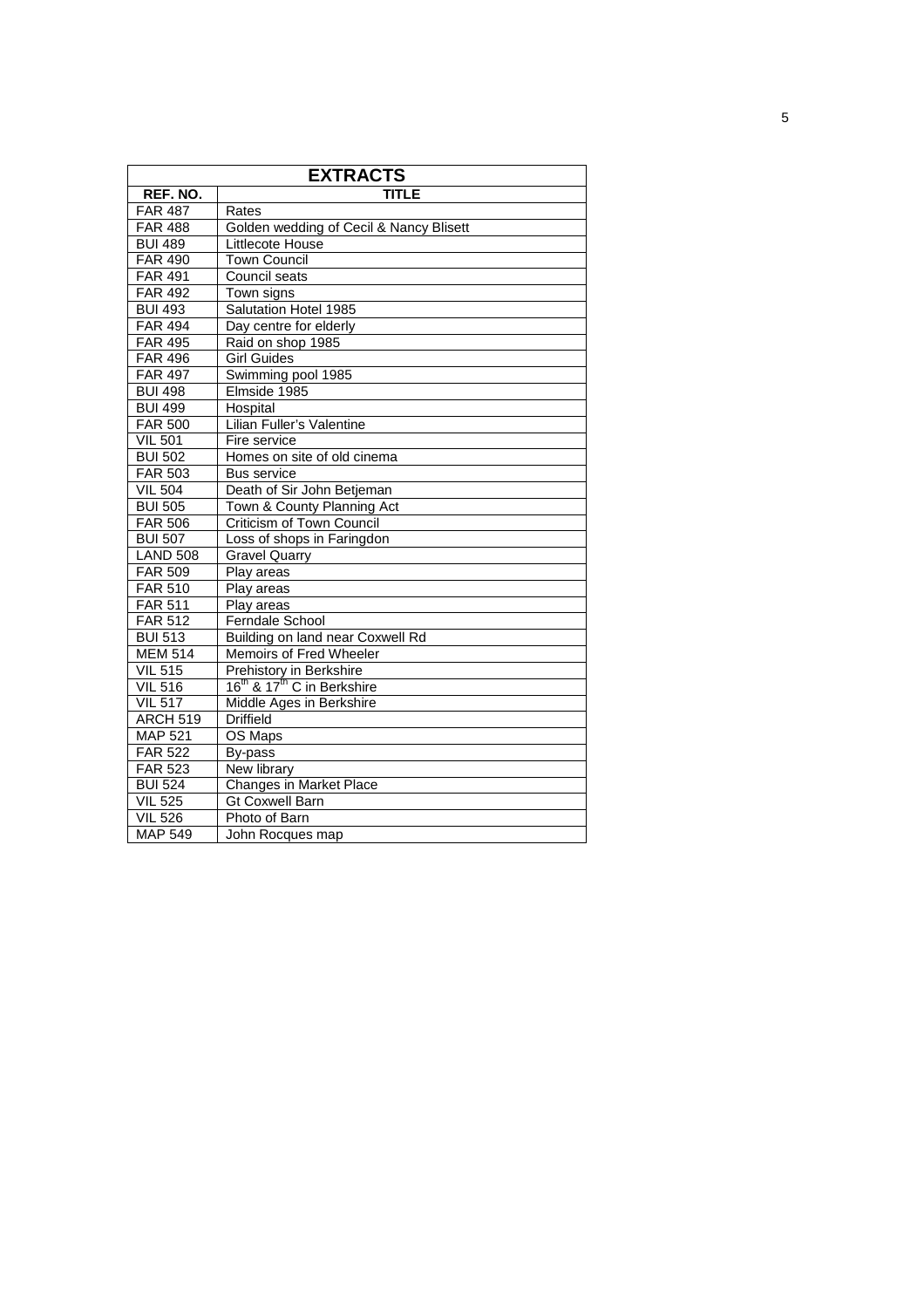| EXTRACTS | |
|---|---|
| **REF. NO.** | **TITLE** |
| FAR 487 | Rates |
| FAR 488 | Golden wedding of Cecil & Nancy Blisett |
| BUI 489 | Littlecote House |
| FAR 490 | Town Council |
| FAR 491 | Council seats |
| FAR 492 | Town signs |
| BUI 493 | Salutation Hotel 1985 |
| FAR 494 | Day centre for elderly |
| FAR 495 | Raid on shop 1985 |
| FAR 496 | Girl Guides |
| FAR 497 | Swimming pool 1985 |
| BUI 498 | Elmside 1985 |
| BUI 499 | Hospital |
| FAR 500 | Lilian Fuller's Valentine |
| VIL 501 | Fire service |
| BUI 502 | Homes on site of old cinema |
| FAR 503 | Bus service |
| VIL 504 | Death of Sir John Betjeman |
| BUI 505 | Town & County Planning Act |
| FAR 506 | Criticism of Town Council |
| BUI 507 | Loss of shops in Faringdon |
| LAND 508 | Gravel Quarry |
| FAR 509 | Play areas |
| FAR 510 | Play areas |
| FAR 511 | Play areas |
| FAR 512 | Ferndale School |
| BUI 513 | Building on land near Coxwell Rd |
| MEM 514 | Memoirs of Fred Wheeler |
| VIL 515 | Prehistory in Berkshire |
| VIL 516 | 16th & 17th C in Berkshire |
| VIL 517 | Middle Ages in Berkshire |
| ARCH 519 | Driffield |
| MAP 521 | OS Maps |
| FAR 522 | By-pass |
| FAR 523 | New library |
| BUI 524 | Changes in Market Place |
| VIL 525 | Gt Coxwell Barn |
| VIL 526 | Photo of Barn |
| MAP 549 | John Rocques map |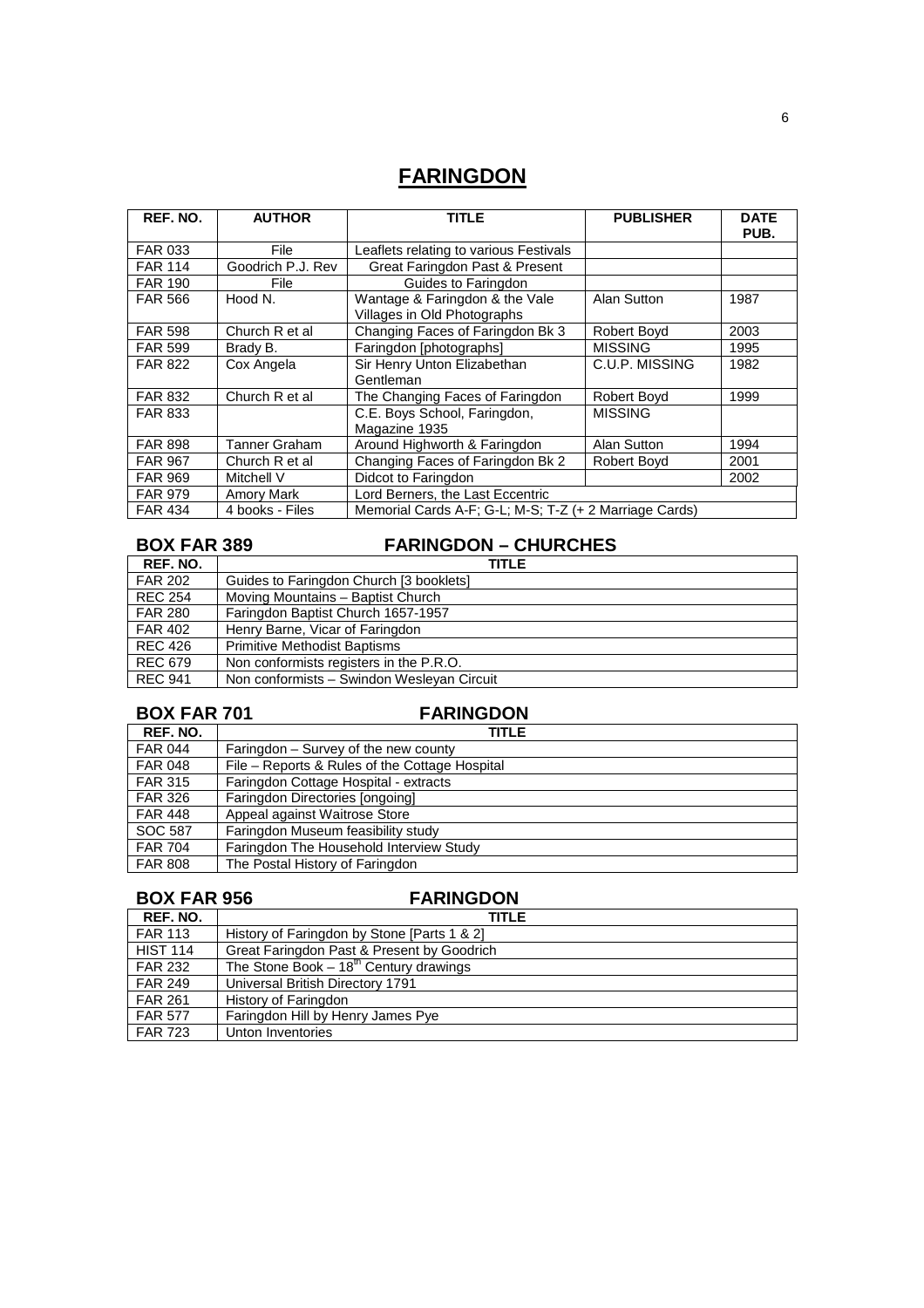# FARINGDON

| REF. NO. | AUTHOR | TITLE | PUBLISHER | DATE PUB. |
|---|---|---|---|---|
| FAR 033 | File | Leaflets relating to various Festivals | | |
| FAR 114 | Goodrich P.J. Rev | Great Faringdon Past & Present | | |
| FAR 190 | File | Guides to Faringdon | | |
| FAR 566 | Hood N. | Wantage & Faringdon & the Vale Villages in Old Photographs | Alan Sutton | 1987 |
| FAR 598 | Church R et al | Changing Faces of Faringdon Bk 3 | Robert Boyd | 2003 |
| FAR 599 | Brady B. | Faringdon [photographs] | MISSING | 1995 |
| FAR 822 | Cox Angela | Sir Henry Unton Elizabethan Gentleman | C.U.P. MISSING | 1982 |
| FAR 832 | Church R et al | The Changing Faces of Faringdon | Robert Boyd | 1999 |
| FAR 833 | | C.E. Boys School, Faringdon, Magazine 1935 | MISSING | |
| FAR 898 | Tanner Graham | Around Highworth & Faringdon | Alan Sutton | 1994 |
| FAR 967 | Church R et al | Changing Faces of Faringdon Bk 2 | Robert Boyd | 2001 |
| FAR 969 | Mitchell V | Didcot to Faringdon | | 2002 |
| FAR 979 | Amory Mark | Lord Berners, the Last Eccentric | | |
| FAR 434 | 4 books - Files | Memorial Cards A-F; G-L; M-S; T-Z (+ 2 Marriage Cards) | | |

## BOX FAR 389 FARINGDON – CHURCHES

| REF. NO. | TITLE |
|---|---|
| FAR 202 | Guides to Faringdon Church [3 booklets] |
| REC 254 | Moving Mountains – Baptist Church |
| FAR 280 | Faringdon Baptist Church 1657-1957 |
| FAR 402 | Henry Barne, Vicar of Faringdon |
| REC 426 | Primitive Methodist Baptisms |
| REC 679 | Non conformists registers in the P.R.O. |
| REC 941 | Non conformists – Swindon Wesleyan Circuit |

## BOX FAR 701 FARINGDON

| REF. NO. | TITLE |
|---|---|
| FAR 044 | Faringdon – Survey of the new county |
| FAR 048 | File – Reports & Rules of the Cottage Hospital |
| FAR 315 | Faringdon Cottage Hospital - extracts |
| FAR 326 | Faringdon Directories [ongoing] |
| FAR 448 | Appeal against Waitrose Store |
| SOC 587 | Faringdon Museum feasibility study |
| FAR 704 | Faringdon The Household Interview Study |
| FAR 808 | The Postal History of Faringdon |

## BOX FAR 956 FARINGDON

| REF. NO. | TITLE |
|---|---|
| FAR 113 | History of Faringdon by Stone [Parts 1 & 2] |
| HIST 114 | Great Faringdon Past & Present by Goodrich |
| FAR 232 | The Stone Book – 18th Century drawings |
| FAR 249 | Universal British Directory 1791 |
| FAR 261 | History of Faringdon |
| FAR 577 | Faringdon Hill by Henry James Pye |
| FAR 723 | Unton Inventories |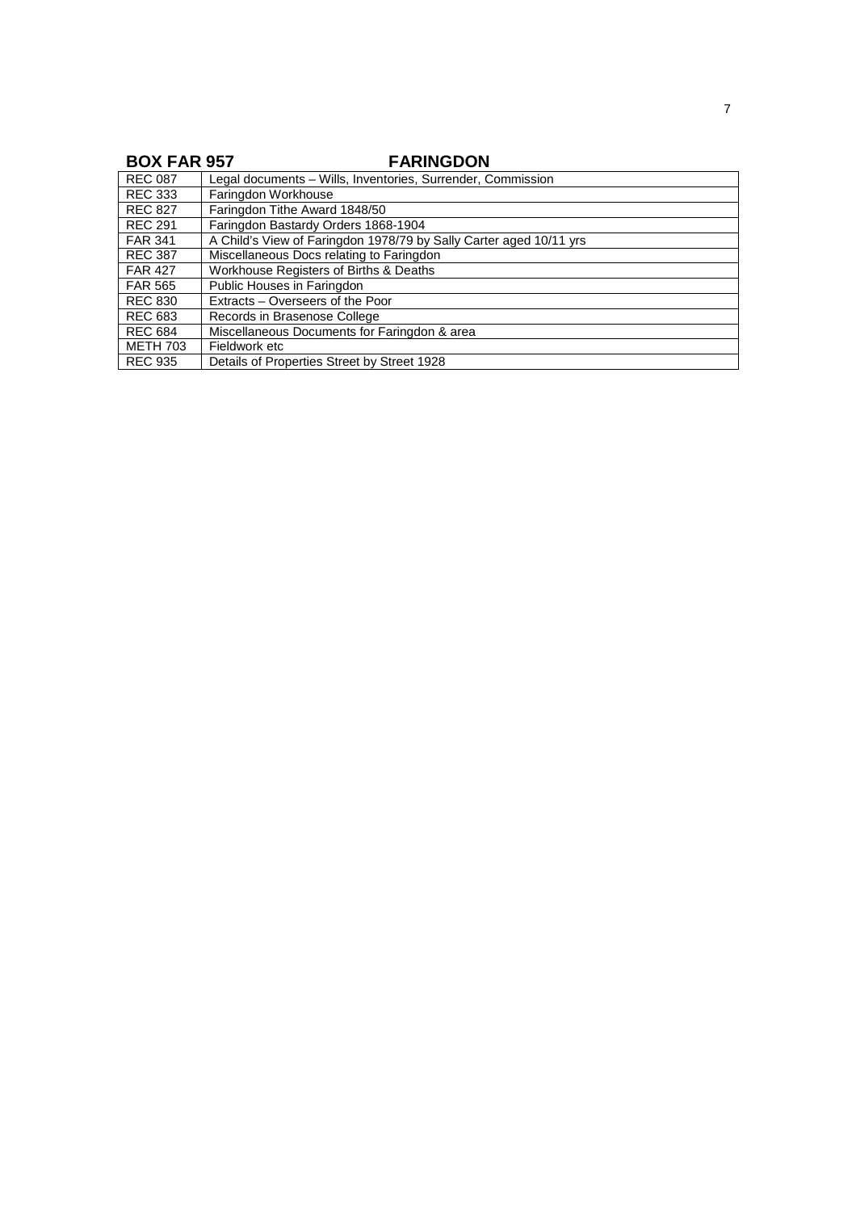## BOX FAR 957 FARINGDON

| | |
|---|---|
| REC 087 | Legal documents – Wills, Inventories, Surrender, Commission |
| REC 333 | Faringdon Workhouse |
| REC 827 | Faringdon Tithe Award 1848/50 |
| REC 291 | Faringdon Bastardy Orders 1868-1904 |
| FAR 341 | A Child's View of Faringdon 1978/79 by Sally Carter aged 10/11 yrs |
| REC 387 | Miscellaneous Docs relating to Faringdon |
| FAR 427 | Workhouse Registers of Births & Deaths |
| FAR 565 | Public Houses in Faringdon |
| REC 830 | Extracts – Overseers of the Poor |
| REC 683 | Records in Brasenose College |
| REC 684 | Miscellaneous Documents for Faringdon & area |
| METH 703 | Fieldwork etc |
| REC 935 | Details of Properties Street by Street 1928 |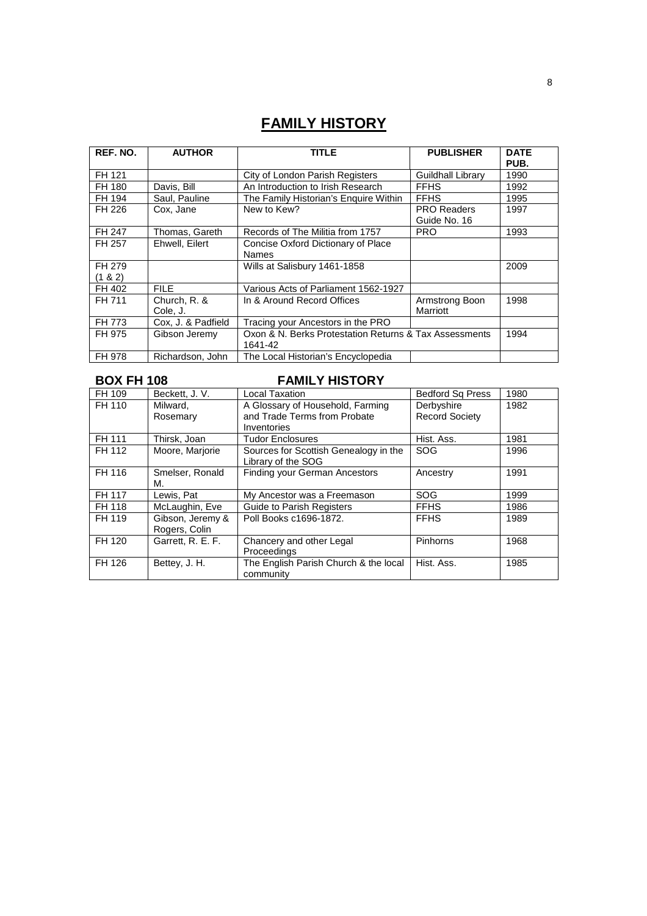# FAMILY HISTORY

| REF. NO. | AUTHOR | TITLE | PUBLISHER | DATE PUB. |
|---|---|---|---|---|
| FH 121 | | City of London Parish Registers | Guildhall Library | 1990 |
| FH 180 | Davis, Bill | An Introduction to Irish Research | FFHS | 1992 |
| FH 194 | Saul, Pauline | The Family Historian's Enquire Within | FFHS | 1995 |
| FH 226 | Cox, Jane | New to Kew? | PRO Readers Guide No. 16 | 1997 |
| FH 247 | Thomas, Gareth | Records of The Militia from 1757 | PRO | 1993 |
| FH 257 | Ehwell, Eilert | Concise Oxford Dictionary of Place Names | | |
| FH 279 (1 & 2) | | Wills at Salisbury 1461-1858 | | 2009 |
| FH 402 | FILE | Various Acts of Parliament 1562-1927 | | |
| FH 711 | Church, R. & Cole, J. | In & Around Record Offices | Armstrong Boon Marriott | 1998 |
| FH 773 | Cox, J. & Padfield | Tracing your Ancestors in the PRO | | |
| FH 975 | Gibson Jeremy | Oxon & N. Berks Protestation Returns & Tax Assessments 1641-42 | | 1994 |
| FH 978 | Richardson, John | The Local Historian's Encyclopedia | | |

## BOX FH 108 FAMILY HISTORY

| REF. NO. | AUTHOR | TITLE | PUBLISHER | DATE PUB. |
|---|---|---|---|---|
| FH 109 | Beckett, J. V. | Local Taxation | Bedford Sq Press | 1980 |
| FH 110 | Milward, Rosemary | A Glossary of Household, Farming and Trade Terms from Probate Inventories | Derbyshire Record Society | 1982 |
| FH 111 | Thirsk, Joan | Tudor Enclosures | Hist. Ass. | 1981 |
| FH 112 | Moore, Marjorie | Sources for Scottish Genealogy in the Library of the SOG | SOG | 1996 |
| FH 116 | Smelser, Ronald M. | Finding your German Ancestors | Ancestry | 1991 |
| FH 117 | Lewis, Pat | My Ancestor was a Freemason | SOG | 1999 |
| FH 118 | McLaughin, Eve | Guide to Parish Registers | FFHS | 1986 |
| FH 119 | Gibson, Jeremy & Rogers, Colin | Poll Books c1696-1872. | FFHS | 1989 |
| FH 120 | Garrett, R. E. F. | Chancery and other Legal Proceedings | Pinhorns | 1968 |
| FH 126 | Bettey, J. H. | The English Parish Church & the local community | Hist. Ass. | 1985 |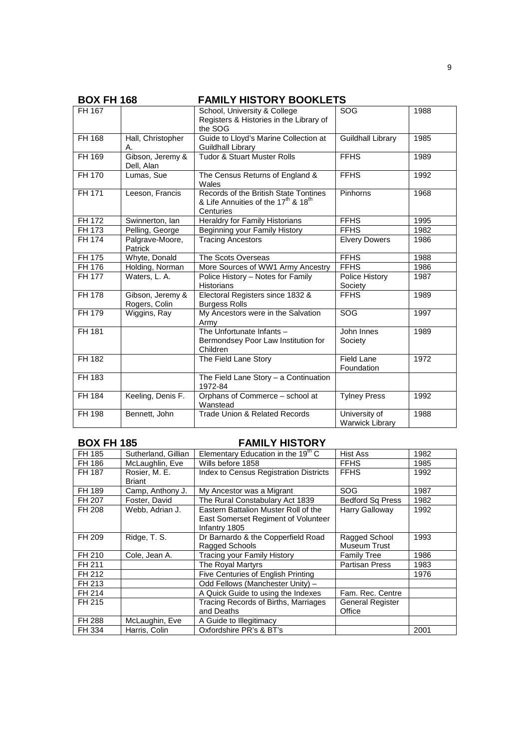## BOX FH 168 FAMILY HISTORY BOOKLETS

| | | | | |
|---|---|---|---|---|
| FH 167 | | School, University & College Registers & Histories in the Library of the SOG | SOG | 1988 |
| FH 168 | Hall, Christopher A. | Guide to Lloyd's Marine Collection at Guildhall Library | Guildhall Library | 1985 |
| FH 169 | Gibson, Jeremy & Dell, Alan | Tudor & Stuart Muster Rolls | FFHS | 1989 |
| FH 170 | Lumas, Sue | The Census Returns of England & Wales | FFHS | 1992 |
| FH 171 | Leeson, Francis | Records of the British State Tontines & Life Annuities of the 17th & 18th Centuries | Pinhorns | 1968 |
| FH 172 | Swinnerton, Ian | Heraldry for Family Historians | FFHS | 1995 |
| FH 173 | Pelling, George | Beginning your Family History | FFHS | 1982 |
| FH 174 | Palgrave-Moore, Patrick | Tracing Ancestors | Elvery Dowers | 1986 |
| FH 175 | Whyte, Donald | The Scots Overseas | FFHS | 1988 |
| FH 176 | Holding, Norman | More Sources of WW1 Army Ancestry | FFHS | 1986 |
| FH 177 | Waters, L. A. | Police History – Notes for Family Historians | Police History Society | 1987 |
| FH 178 | Gibson, Jeremy & Rogers, Colin | Electoral Registers since 1832 & Burgess Rolls | FFHS | 1989 |
| FH 179 | Wiggins, Ray | My Ancestors were in the Salvation Army | SOG | 1997 |
| FH 181 | | The Unfortunate Infants – Bermondsey Poor Law Institution for Children | John Innes Society | 1989 |
| FH 182 | | The Field Lane Story | Field Lane Foundation | 1972 |
| FH 183 | | The Field Lane Story – a Continuation 1972-84 | | |
| FH 184 | Keeling, Denis F. | Orphans of Commerce – school at Wanstead | Tylney Press | 1992 |
| FH 198 | Bennett, John | Trade Union & Related Records | University of Warwick Library | 1988 |

## BOX FH 185 FAMILY HISTORY

| | | | | |
|---|---|---|---|---|
| FH 185 | Sutherland, Gillian | Elementary Education in the 19th C | Hist Ass | 1982 |
| FH 186 | McLaughlin, Eve | Wills before 1858 | FFHS | 1985 |
| FH 187 | Rosier, M. E. Briant | Index to Census Registration Districts | FFHS | 1992 |
| FH 189 | Camp, Anthony J. | My Ancestor was a Migrant | SOG | 1987 |
| FH 207 | Foster, David | The Rural Constabulary Act 1839 | Bedford Sq Press | 1982 |
| FH 208 | Webb, Adrian J. | Eastern Battalion Muster Roll of the East Somerset Regiment of Volunteer Infantry 1805 | Harry Galloway | 1992 |
| FH 209 | Ridge, T. S. | Dr Barnardo & the Copperfield Road Ragged Schools | Ragged School Museum Trust | 1993 |
| FH 210 | Cole, Jean A. | Tracing your Family History | Family Tree | 1986 |
| FH 211 | | The Royal Martyrs | Partisan Press | 1983 |
| FH 212 | | Five Centuries of English Printing | | 1976 |
| FH 213 | | Odd Fellows (Manchester Unity) – | | |
| FH 214 | | A Quick Guide to using the Indexes | Fam. Rec. Centre | |
| FH 215 | | Tracing Records of Births, Marriages and Deaths | General Register Office | |
| FH 288 | McLaughin, Eve | A Guide to Illegitimacy | | |
| FH 334 | Harris, Colin | Oxfordshire PR's & BT's | | 2001 |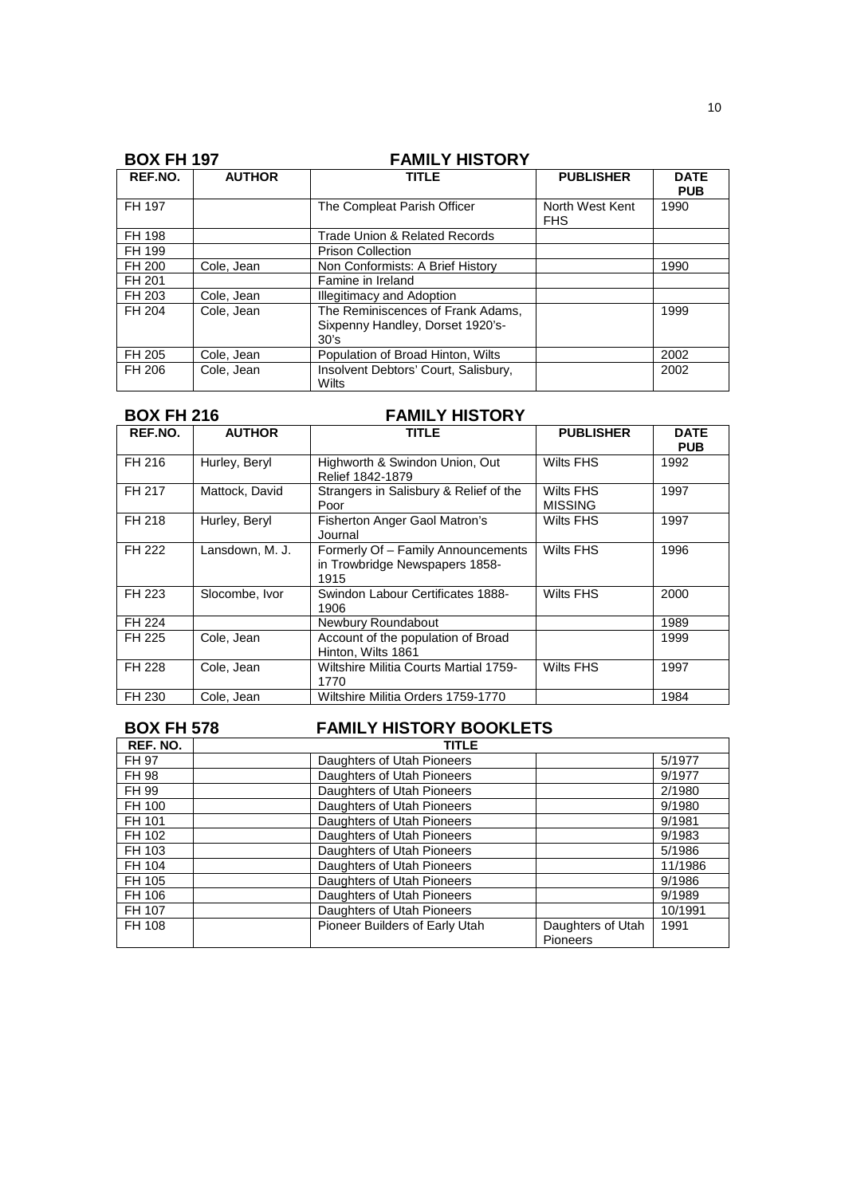## BOX FH 197 FAMILY HISTORY

| REF.NO. | AUTHOR | TITLE | PUBLISHER | DATE PUB |
|---|---|---|---|---|
| FH 197 | | The Compleat Parish Officer | North West Kent FHS | 1990 |
| FH 198 | | Trade Union & Related Records | | |
| FH 199 | | Prison Collection | | |
| FH 200 | Cole, Jean | Non Conformists: A Brief History | | 1990 |
| FH 201 | | Famine in Ireland | | |
| FH 203 | Cole, Jean | Illegitimacy and Adoption | | |
| FH 204 | Cole, Jean | The Reminiscences of Frank Adams, Sixpenny Handley, Dorset 1920's-30's | | 1999 |
| FH 205 | Cole, Jean | Population of Broad Hinton, Wilts | | 2002 |
| FH 206 | Cole, Jean | Insolvent Debtors' Court, Salisbury, Wilts | | 2002 |

## BOX FH 216 FAMILY HISTORY

| REF.NO. | AUTHOR | TITLE | PUBLISHER | DATE PUB |
|---|---|---|---|---|
| FH 216 | Hurley, Beryl | Highworth & Swindon Union, Out Relief 1842-1879 | Wilts FHS | 1992 |
| FH 217 | Mattock, David | Strangers in Salisbury & Relief of the Poor | Wilts FHS MISSING | 1997 |
| FH 218 | Hurley, Beryl | Fisherton Anger Gaol Matron's Journal | Wilts FHS | 1997 |
| FH 222 | Lansdown, M. J. | Formerly Of – Family Announcements in Trowbridge Newspapers 1858-1915 | Wilts FHS | 1996 |
| FH 223 | Slocombe, Ivor | Swindon Labour Certificates 1888-1906 | Wilts FHS | 2000 |
| FH 224 | | Newbury Roundabout | | 1989 |
| FH 225 | Cole, Jean | Account of the population of Broad Hinton, Wilts 1861 | | 1999 |
| FH 228 | Cole, Jean | Wiltshire Militia Courts Martial 1759-1770 | Wilts FHS | 1997 |
| FH 230 | Cole, Jean | Wiltshire Militia Orders 1759-1770 | | 1984 |

## BOX FH 578 FAMILY HISTORY BOOKLETS

| REF. NO. | | TITLE | | |
|---|---|---|---|---|
| FH 97 | | Daughters of Utah Pioneers | | 5/1977 |
| FH 98 | | Daughters of Utah Pioneers | | 9/1977 |
| FH 99 | | Daughters of Utah Pioneers | | 2/1980 |
| FH 100 | | Daughters of Utah Pioneers | | 9/1980 |
| FH 101 | | Daughters of Utah Pioneers | | 9/1981 |
| FH 102 | | Daughters of Utah Pioneers | | 9/1983 |
| FH 103 | | Daughters of Utah Pioneers | | 5/1986 |
| FH 104 | | Daughters of Utah Pioneers | | 11/1986 |
| FH 105 | | Daughters of Utah Pioneers | | 9/1986 |
| FH 106 | | Daughters of Utah Pioneers | | 9/1989 |
| FH 107 | | Daughters of Utah Pioneers | | 10/1991 |
| FH 108 | | Pioneer Builders of Early Utah | Daughters of Utah Pioneers | 1991 |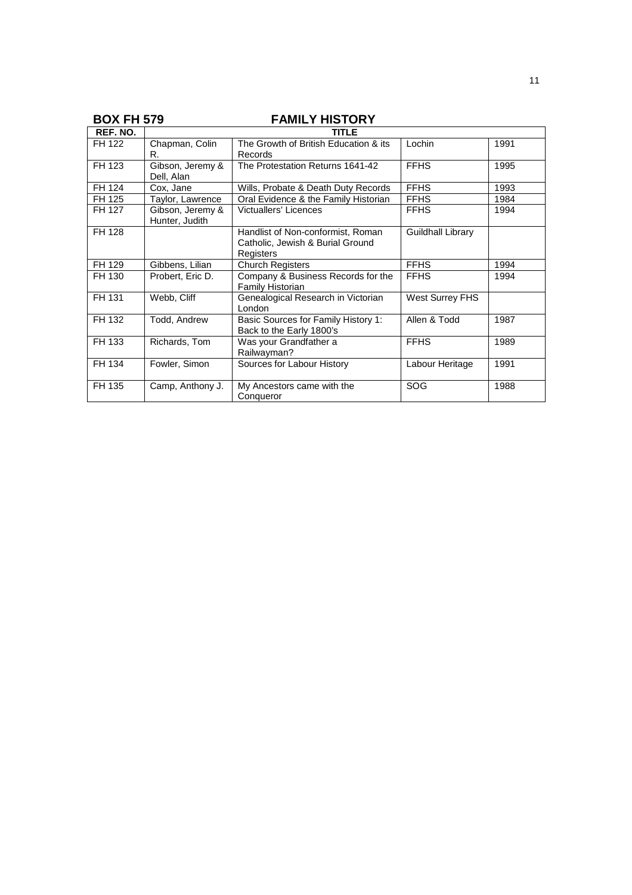## BOX FH 579 FAMILY HISTORY

| REF. NO. | TITLE | | | |
|---|---|---|---|---|
| FH 122 | Chapman, Colin R. | The Growth of British Education & its Records | Lochin | 1991 |
| FH 123 | Gibson, Jeremy & Dell, Alan | The Protestation Returns 1641-42 | FFHS | 1995 |
| FH 124 | Cox, Jane | Wills, Probate & Death Duty Records | FFHS | 1993 |
| FH 125 | Taylor, Lawrence | Oral Evidence & the Family Historian | FFHS | 1984 |
| FH 127 | Gibson, Jeremy & Hunter, Judith | Victuallers' Licences | FFHS | 1994 |
| FH 128 | | Handlist of Non-conformist, Roman Catholic, Jewish & Burial Ground Registers | Guildhall Library | |
| FH 129 | Gibbens, Lilian | Church Registers | FFHS | 1994 |
| FH 130 | Probert, Eric D. | Company & Business Records for the Family Historian | FFHS | 1994 |
| FH 131 | Webb, Cliff | Genealogical Research in Victorian London | West Surrey FHS | |
| FH 132 | Todd, Andrew | Basic Sources for Family History 1: Back to the Early 1800's | Allen & Todd | 1987 |
| FH 133 | Richards, Tom | Was your Grandfather a Railwayman? | FFHS | 1989 |
| FH 134 | Fowler, Simon | Sources for Labour History | Labour Heritage | 1991 |
| FH 135 | Camp, Anthony J. | My Ancestors came with the Conqueror | SOG | 1988 |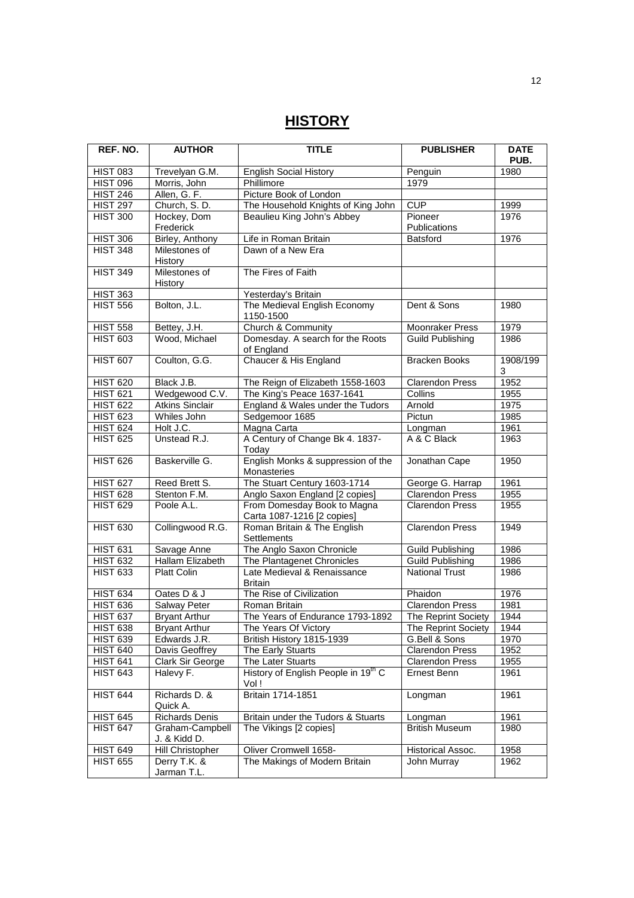# HISTORY

| REF. NO. | AUTHOR | TITLE | PUBLISHER | DATE PUB. |
|---|---|---|---|---|
| HIST 083 | Trevelyan G.M. | English Social History | Penguin | 1980 |
| HIST 096 | Morris, John | Phillimore | 1979 | |
| HIST 246 | Allen, G. F. | Picture Book of London | | |
| HIST 297 | Church, S. D. | The Household Knights of King John | CUP | 1999 |
| HIST 300 | Hockey, Dom Frederick | Beaulieu King John's Abbey | Pioneer Publications | 1976 |
| HIST 306 | Birley, Anthony | Life in Roman Britain | Batsford | 1976 |
| HIST 348 | Milestones of History | Dawn of a New Era | | |
| HIST 349 | Milestones of History | The Fires of Faith | | |
| HIST 363 | | Yesterday's Britain | | |
| HIST 556 | Bolton, J.L. | The Medieval English Economy 1150-1500 | Dent & Sons | 1980 |
| HIST 558 | Bettey, J.H. | Church & Community | Moonraker Press | 1979 |
| HIST 603 | Wood, Michael | Domesday. A search for the Roots of England | Guild Publishing | 1986 |
| HIST 607 | Coulton, G.G. | Chaucer & His England | Bracken Books | 1908/1993 |
| HIST 620 | Black J.B. | The Reign of Elizabeth 1558-1603 | Clarendon Press | 1952 |
| HIST 621 | Wedgewood C.V. | The King's Peace 1637-1641 | Collins | 1955 |
| HIST 622 | Atkins Sinclair | England & Wales under the Tudors | Arnold | 1975 |
| HIST 623 | Whiles John | Sedgemoor 1685 | Pictun | 1985 |
| HIST 624 | Holt J.C. | Magna Carta | Longman | 1961 |
| HIST 625 | Unstead R.J. | A Century of Change Bk 4. 1837-Today | A & C Black | 1963 |
| HIST 626 | Baskerville G. | English Monks & suppression of the Monasteries | Jonathan Cape | 1950 |
| HIST 627 | Reed Brett S. | The Stuart Century 1603-1714 | George G. Harrap | 1961 |
| HIST 628 | Stenton F.M. | Anglo Saxon England [2 copies] | Clarendon Press | 1955 |
| HIST 629 | Poole A.L. | From Domesday Book to Magna Carta 1087-1216 [2 copies] | Clarendon Press | 1955 |
| HIST 630 | Collingwood R.G. | Roman Britain & The English Settlements | Clarendon Press | 1949 |
| HIST 631 | Savage Anne | The Anglo Saxon Chronicle | Guild Publishing | 1986 |
| HIST 632 | Hallam Elizabeth | The Plantagenet Chronicles | Guild Publishing | 1986 |
| HIST 633 | Platt Colin | Late Medieval & Renaissance Britain | National Trust | 1986 |
| HIST 634 | Oates D & J | The Rise of Civilization | Phaidon | 1976 |
| HIST 636 | Salway Peter | Roman Britain | Clarendon Press | 1981 |
| HIST 637 | Bryant Arthur | The Years of Endurance 1793-1892 | The Reprint Society | 1944 |
| HIST 638 | Bryant Arthur | The Years Of Victory | The Reprint Society | 1944 |
| HIST 639 | Edwards J.R. | British History 1815-1939 | G.Bell & Sons | 1970 |
| HIST 640 | Davis Geoffrey | The Early Stuarts | Clarendon Press | 1952 |
| HIST 641 | Clark Sir George | The Later Stuarts | Clarendon Press | 1955 |
| HIST 643 | Halevy F. | History of English People in 19th C Vol ! | Ernest Benn | 1961 |
| HIST 644 | Richards D. & Quick A. | Britain 1714-1851 | Longman | 1961 |
| HIST 645 | Richards Denis | Britain under the Tudors & Stuarts | Longman | 1961 |
| HIST 647 | Graham-Campbell J. & Kidd D. | The Vikings [2 copies] | British Museum | 1980 |
| HIST 649 | Hill Christopher | Oliver Cromwell 1658- | Historical Assoc. | 1958 |
| HIST 655 | Derry T.K. & Jarman T.L. | The Makings of Modern Britain | John Murray | 1962 |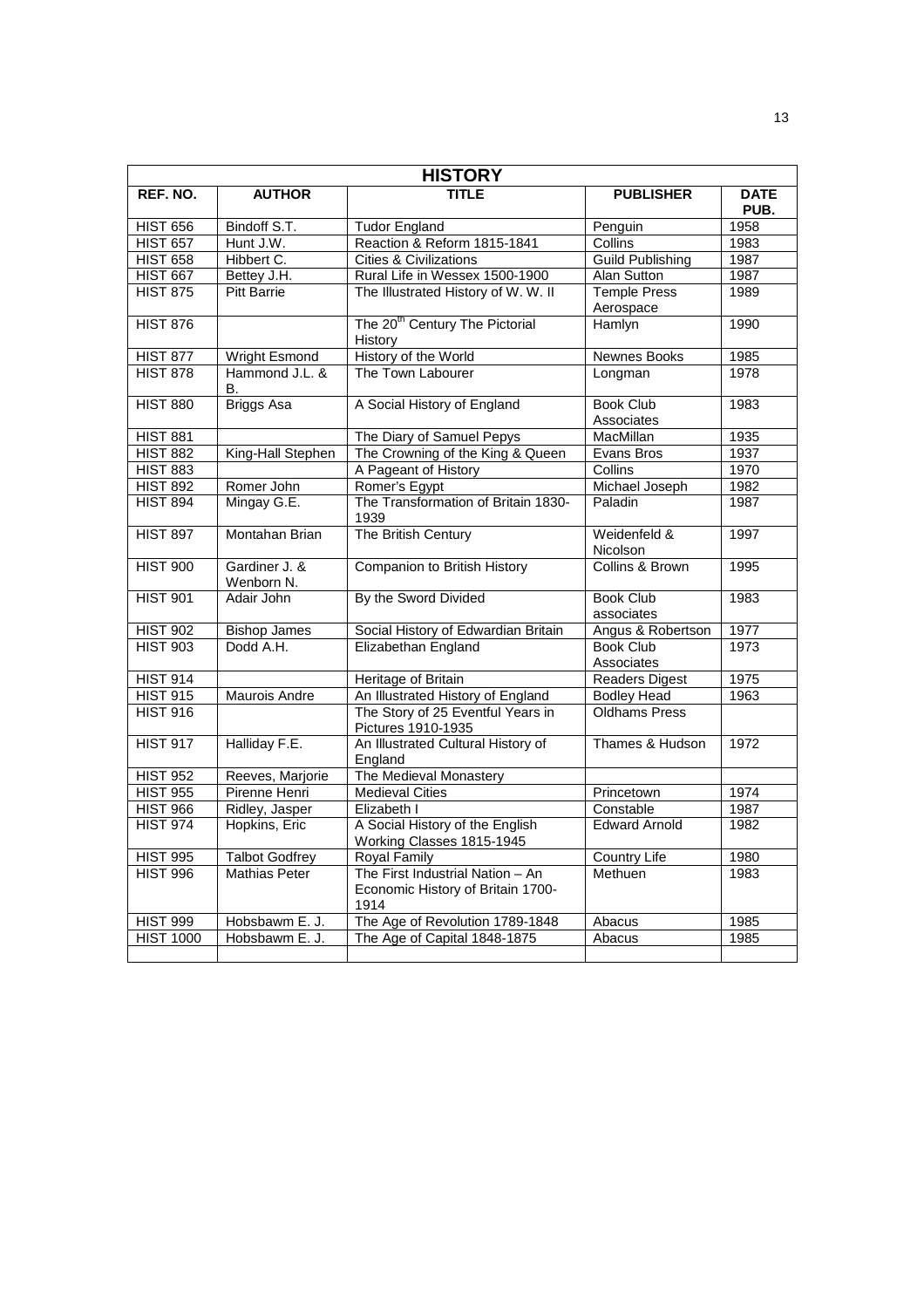| HISTORY | | | | |
|---|---|---|---|---|
| **REF. NO.** | **AUTHOR** | **TITLE** | **PUBLISHER** | **DATE PUB.** |
| HIST 656 | Bindoff S.T. | Tudor England | Penguin | 1958 |
| HIST 657 | Hunt J.W. | Reaction & Reform 1815-1841 | Collins | 1983 |
| HIST 658 | Hibbert C. | Cities & Civilizations | Guild Publishing | 1987 |
| HIST 667 | Bettey J.H. | Rural Life in Wessex 1500-1900 | Alan Sutton | 1987 |
| HIST 875 | Pitt Barrie | The Illustrated History of W. W. II | Temple Press Aerospace | 1989 |
| HIST 876 | | The 20th Century The Pictorial History | Hamlyn | 1990 |
| HIST 877 | Wright Esmond | History of the World | Newnes Books | 1985 |
| HIST 878 | Hammond J.L. & B. | The Town Labourer | Longman | 1978 |
| HIST 880 | Briggs Asa | A Social History of England | Book Club Associates | 1983 |
| HIST 881 | | The Diary of Samuel Pepys | MacMillan | 1935 |
| HIST 882 | King-Hall Stephen | The Crowning of the King & Queen | Evans Bros | 1937 |
| HIST 883 | | A Pageant of History | Collins | 1970 |
| HIST 892 | Romer John | Romer's Egypt | Michael Joseph | 1982 |
| HIST 894 | Mingay G.E. | The Transformation of Britain 1830-1939 | Paladin | 1987 |
| HIST 897 | Montahan Brian | The British Century | Weidenfeld & Nicolson | 1997 |
| HIST 900 | Gardiner J. & Wenborn N. | Companion to British History | Collins & Brown | 1995 |
| HIST 901 | Adair John | By the Sword Divided | Book Club associates | 1983 |
| HIST 902 | Bishop James | Social History of Edwardian Britain | Angus & Robertson | 1977 |
| HIST 903 | Dodd A.H. | Elizabethan England | Book Club Associates | 1973 |
| HIST 914 | | Heritage of Britain | Readers Digest | 1975 |
| HIST 915 | Maurois Andre | An Illustrated History of England | Bodley Head | 1963 |
| HIST 916 | | The Story of 25 Eventful Years in Pictures 1910-1935 | Oldhams Press | |
| HIST 917 | Halliday F.E. | An Illustrated Cultural History of England | Thames & Hudson | 1972 |
| HIST 952 | Reeves, Marjorie | The Medieval Monastery | | |
| HIST 955 | Pirenne Henri | Medieval Cities | Princetown | 1974 |
| HIST 966 | Ridley, Jasper | Elizabeth I | Constable | 1987 |
| HIST 974 | Hopkins, Eric | A Social History of the English Working Classes 1815-1945 | Edward Arnold | 1982 |
| HIST 995 | Talbot Godfrey | Royal Family | Country Life | 1980 |
| HIST 996 | Mathias Peter | The First Industrial Nation – An Economic History of Britain 1700-1914 | Methuen | 1983 |
| HIST 999 | Hobsbawm E. J. | The Age of Revolution 1789-1848 | Abacus | 1985 |
| HIST 1000 | Hobsbawm E. J. | The Age of Capital 1848-1875 | Abacus | 1985 |
| | | | | |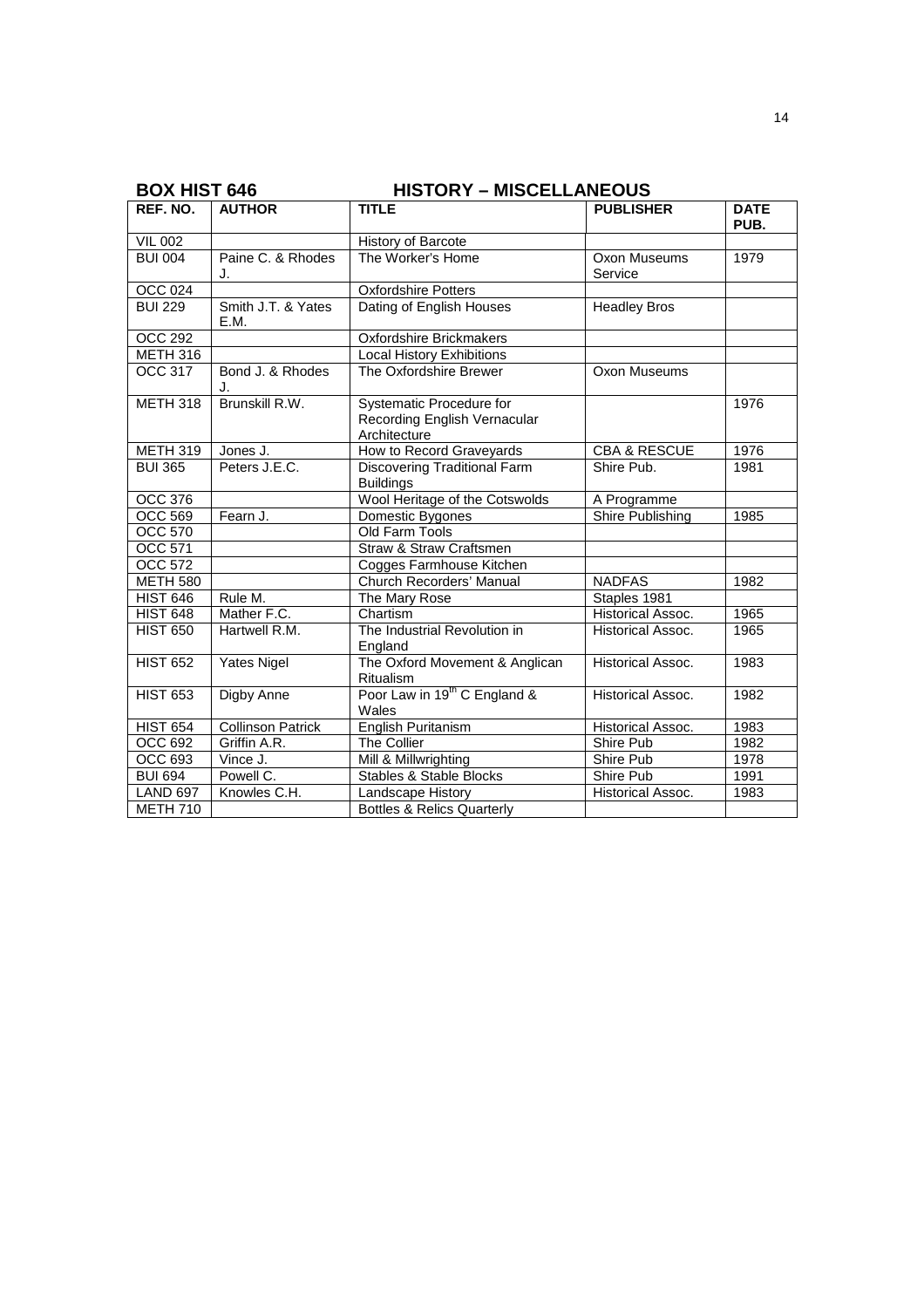## BOX HIST 646 HISTORY – MISCELLANEOUS

| REF. NO. | AUTHOR | TITLE | PUBLISHER | DATE PUB. |
|---|---|---|---|---|
| VIL 002 | | History of Barcote | | |
| BUI 004 | Paine C. & Rhodes J. | The Worker's Home | Oxon Museums Service | 1979 |
| OCC 024 | | Oxfordshire Potters | | |
| BUI 229 | Smith J.T. & Yates E.M. | Dating of English Houses | Headley Bros | |
| OCC 292 | | Oxfordshire Brickmakers | | |
| METH 316 | | Local History Exhibitions | | |
| OCC 317 | Bond J. & Rhodes J. | The Oxfordshire Brewer | Oxon Museums | |
| METH 318 | Brunskill R.W. | Systematic Procedure for Recording English Vernacular Architecture | | 1976 |
| METH 319 | Jones J. | How to Record Graveyards | CBA & RESCUE | 1976 |
| BUI 365 | Peters J.E.C. | Discovering Traditional Farm Buildings | Shire Pub. | 1981 |
| OCC 376 | | Wool Heritage of the Cotswolds | A Programme | |
| OCC 569 | Fearn J. | Domestic Bygones | Shire Publishing | 1985 |
| OCC 570 | | Old Farm Tools | | |
| OCC 571 | | Straw & Straw Craftsmen | | |
| OCC 572 | | Cogges Farmhouse Kitchen | | |
| METH 580 | | Church Recorders' Manual | NADFAS | 1982 |
| HIST 646 | Rule M. | The Mary Rose | Staples 1981 | |
| HIST 648 | Mather F.C. | Chartism | Historical Assoc. | 1965 |
| HIST 650 | Hartwell R.M. | The Industrial Revolution in England | Historical Assoc. | 1965 |
| HIST 652 | Yates Nigel | The Oxford Movement & Anglican Ritualism | Historical Assoc. | 1983 |
| HIST 653 | Digby Anne | Poor Law in 19th C England & Wales | Historical Assoc. | 1982 |
| HIST 654 | Collinson Patrick | English Puritanism | Historical Assoc. | 1983 |
| OCC 692 | Griffin A.R. | The Collier | Shire Pub | 1982 |
| OCC 693 | Vince J. | Mill & Millwrighting | Shire Pub | 1978 |
| BUI 694 | Powell C. | Stables & Stable Blocks | Shire Pub | 1991 |
| LAND 697 | Knowles C.H. | Landscape History | Historical Assoc. | 1983 |
| METH 710 | | Bottles & Relics Quarterly | | |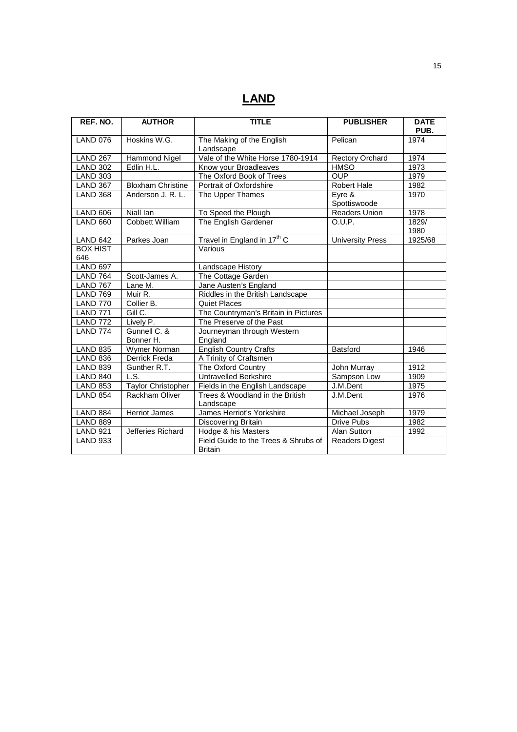# LAND

| REF. NO. | AUTHOR | TITLE | PUBLISHER | DATE PUB. |
|---|---|---|---|---|
| LAND 076 | Hoskins W.G. | The Making of the English Landscape | Pelican | 1974 |
| LAND 267 | Hammond Nigel | Vale of the White Horse 1780-1914 | Rectory Orchard | 1974 |
| LAND 302 | Edlin H.L. | Know your Broadleaves | HMSO | 1973 |
| LAND 303 | | The Oxford Book of Trees | OUP | 1979 |
| LAND 367 | Bloxham Christine | Portrait of Oxfordshire | Robert Hale | 1982 |
| LAND 368 | Anderson J. R. L. | The Upper Thames | Eyre & Spottiswoode | 1970 |
| LAND 606 | Niall Ian | To Speed the Plough | Readers Union | 1978 |
| LAND 660 | Cobbett William | The English Gardener | O.U.P. | 1829/ 1980 |
| LAND 642 | Parkes Joan | Travel in England in 17th C | University Press | 1925/68 |
| BOX HIST 646 | | Various | | |
| LAND 697 | | Landscape History | | |
| LAND 764 | Scott-James A. | The Cottage Garden | | |
| LAND 767 | Lane M. | Jane Austen's England | | |
| LAND 769 | Muir R. | Riddles in the British Landscape | | |
| LAND 770 | Collier B. | Quiet Places | | |
| LAND 771 | Gill C. | The Countryman's Britain in Pictures | | |
| LAND 772 | Lively P. | The Preserve of the Past | | |
| LAND 774 | Gunnell C. & Bonner H. | Journeyman through Western England | | |
| LAND 835 | Wymer Norman | English Country Crafts | Batsford | 1946 |
| LAND 836 | Derrick Freda | A Trinity of Craftsmen | | |
| LAND 839 | Gunther R.T. | The Oxford Country | John Murray | 1912 |
| LAND 840 | L.S. | Untravelled Berkshire | Sampson Low | 1909 |
| LAND 853 | Taylor Christopher | Fields in the English Landscape | J.M.Dent | 1975 |
| LAND 854 | Rackham Oliver | Trees & Woodland in the British Landscape | J.M.Dent | 1976 |
| LAND 884 | Herriot James | James Herriot's Yorkshire | Michael Joseph | 1979 |
| LAND 889 | | Discovering Britain | Drive Pubs | 1982 |
| LAND 921 | Jefferies Richard | Hodge & his Masters | Alan Sutton | 1992 |
| LAND 933 | | Field Guide to the Trees & Shrubs of Britain | Readers Digest | |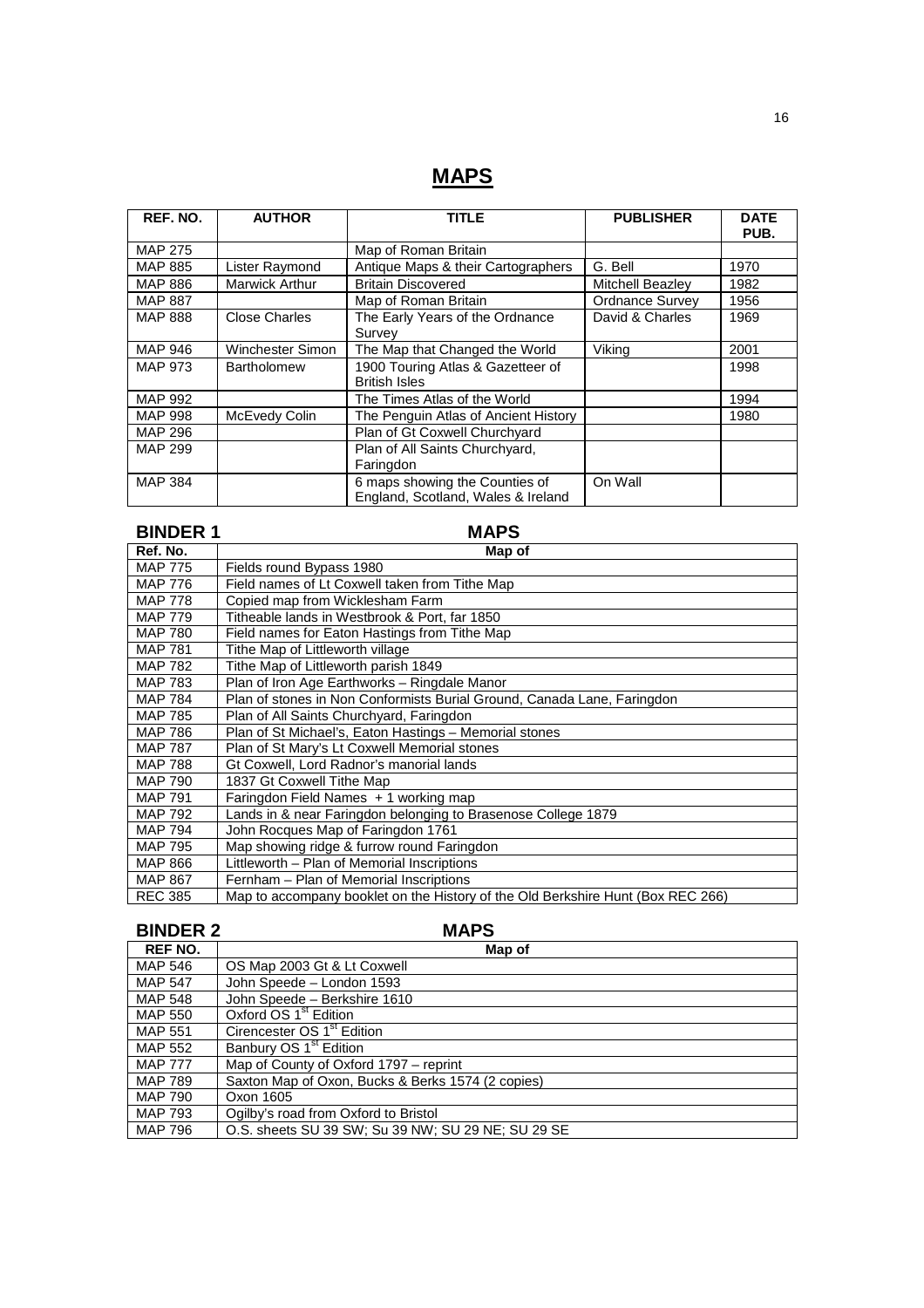# MAPS

| REF. NO. | AUTHOR | TITLE | PUBLISHER | DATE PUB. |
|---|---|---|---|---|
| MAP 275 | | Map of Roman Britain | | |
| MAP 885 | Lister Raymond | Antique Maps & their Cartographers | G. Bell | 1970 |
| MAP 886 | Marwick Arthur | Britain Discovered | Mitchell Beazley | 1982 |
| MAP 887 | | Map of Roman Britain | Ordnance Survey | 1956 |
| MAP 888 | Close Charles | The Early Years of the Ordnance Survey | David & Charles | 1969 |
| MAP 946 | Winchester Simon | The Map that Changed the World | Viking | 2001 |
| MAP 973 | Bartholomew | 1900 Touring Atlas & Gazetteer of British Isles | | 1998 |
| MAP 992 | | The Times Atlas of the World | | 1994 |
| MAP 998 | McEvedy Colin | The Penguin Atlas of Ancient History | | 1980 |
| MAP 296 | | Plan of Gt Coxwell Churchyard | | |
| MAP 299 | | Plan of All Saints Churchyard, Faringdon | | |
| MAP 384 | | 6 maps showing the Counties of England, Scotland, Wales & Ireland | On Wall | |

## BINDER 1 MAPS

| Ref. No. | Map of |
|---|---|
| MAP 775 | Fields round Bypass 1980 |
| MAP 776 | Field names of Lt Coxwell taken from Tithe Map |
| MAP 778 | Copied map from Wicklesham Farm |
| MAP 779 | Titheable lands in Westbrook & Port, far 1850 |
| MAP 780 | Field names for Eaton Hastings from Tithe Map |
| MAP 781 | Tithe Map of Littleworth village |
| MAP 782 | Tithe Map of Littleworth parish 1849 |
| MAP 783 | Plan of Iron Age Earthworks – Ringdale Manor |
| MAP 784 | Plan of stones in Non Conformists Burial Ground, Canada Lane, Faringdon |
| MAP 785 | Plan of All Saints Churchyard, Faringdon |
| MAP 786 | Plan of St Michael's, Eaton Hastings – Memorial stones |
| MAP 787 | Plan of St Mary's Lt Coxwell Memorial stones |
| MAP 788 | Gt Coxwell, Lord Radnor's manorial lands |
| MAP 790 | 1837 Gt Coxwell Tithe Map |
| MAP 791 | Faringdon Field Names + 1 working map |
| MAP 792 | Lands in & near Faringdon belonging to Brasenose College 1879 |
| MAP 794 | John Rocques Map of Faringdon 1761 |
| MAP 795 | Map showing ridge & furrow round Faringdon |
| MAP 866 | Littleworth – Plan of Memorial Inscriptions |
| MAP 867 | Fernham – Plan of Memorial Inscriptions |
| REC 385 | Map to accompany booklet on the History of the Old Berkshire Hunt (Box REC 266) |

## BINDER 2 MAPS

| REF NO. | Map of |
|---|---|
| MAP 546 | OS Map 2003 Gt & Lt Coxwell |
| MAP 547 | John Speede – London 1593 |
| MAP 548 | John Speede – Berkshire 1610 |
| MAP 550 | Oxford OS 1st Edition |
| MAP 551 | Cirencester OS 1st Edition |
| MAP 552 | Banbury OS 1st Edition |
| MAP 777 | Map of County of Oxford 1797 – reprint |
| MAP 789 | Saxton Map of Oxon, Bucks & Berks 1574 (2 copies) |
| MAP 790 | Oxon 1605 |
| MAP 793 | Ogilby's road from Oxford to Bristol |
| MAP 796 | O.S. sheets SU 39 SW; Su 39 NW; SU 29 NE; SU 29 SE |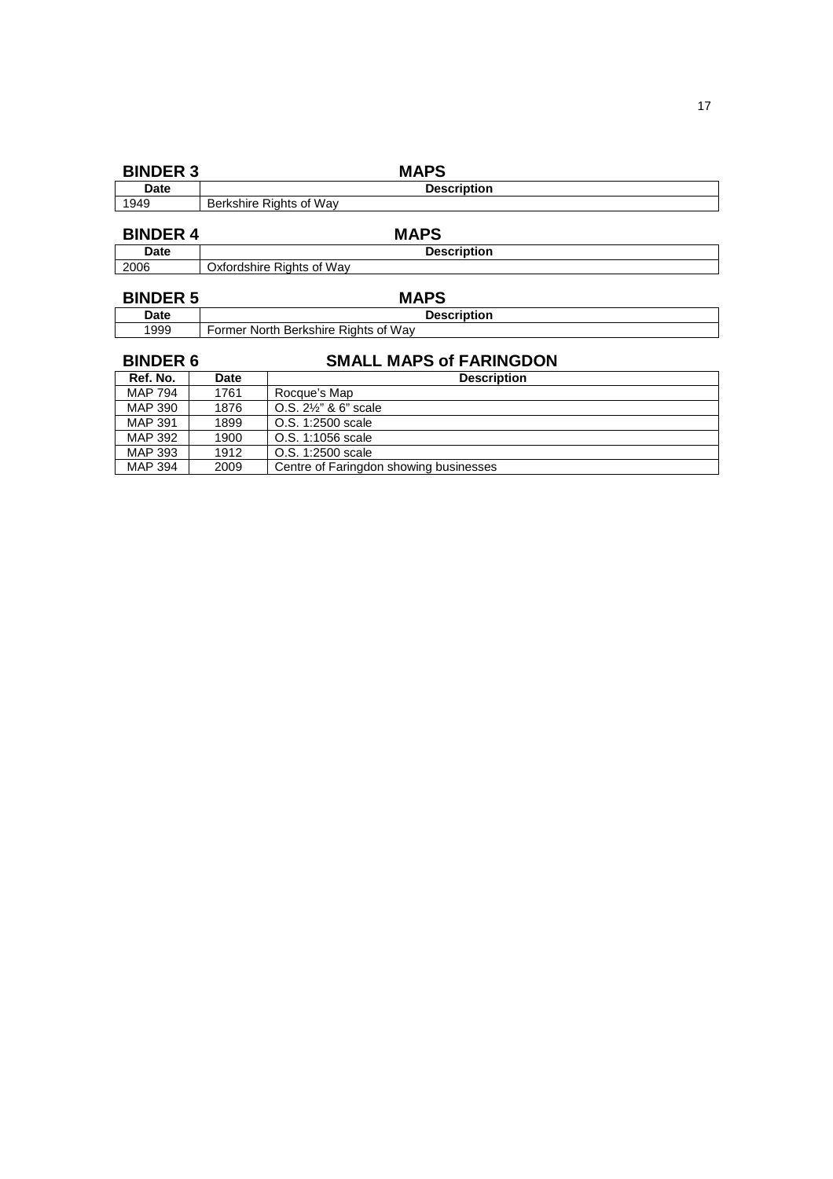## BINDER 3 MAPS

| Date | Description |
|---|---|
| 1949 | Berkshire Rights of Way |

## BINDER 4 MAPS

| Date | Description |
|---|---|
| 2006 | Oxfordshire Rights of Way |

## BINDER 5 MAPS

| Date | Description |
|---|---|
| 1999 | Former North Berkshire Rights of Way |

## BINDER 6 SMALL MAPS of FARINGDON

| Ref. No. | Date | Description |
|---|---|---|
| MAP 794 | 1761 | Rocque's Map |
| MAP 390 | 1876 | O.S. 2½" & 6" scale |
| MAP 391 | 1899 | O.S. 1:2500 scale |
| MAP 392 | 1900 | O.S. 1:1056 scale |
| MAP 393 | 1912 | O.S. 1:2500 scale |
| MAP 394 | 2009 | Centre of Faringdon showing businesses |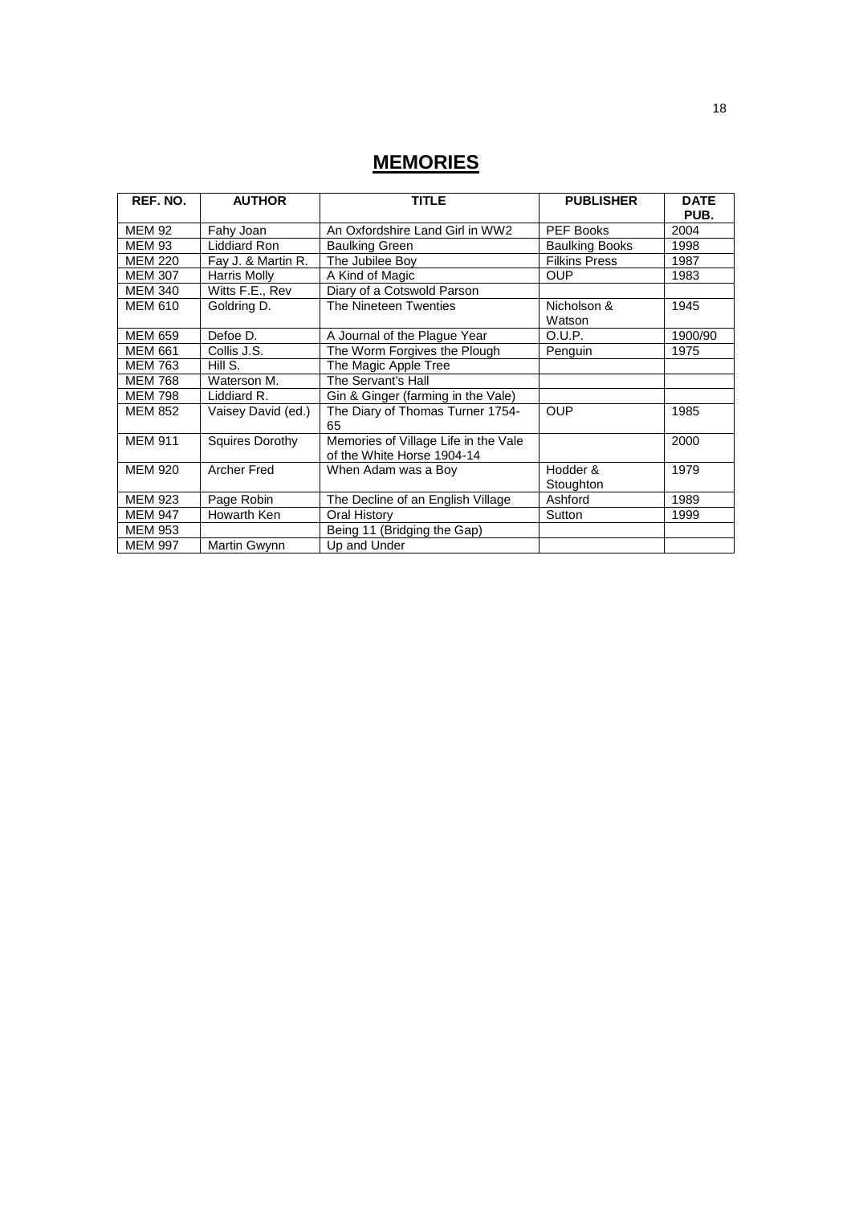# MEMORIES

| REF. NO. | AUTHOR | TITLE | PUBLISHER | DATE PUB. |
|---|---|---|---|---|
| MEM 92 | Fahy Joan | An Oxfordshire Land Girl in WW2 | PEF Books | 2004 |
| MEM 93 | Liddiard Ron | Baulking Green | Baulking Books | 1998 |
| MEM 220 | Fay J. & Martin R. | The Jubilee Boy | Filkins Press | 1987 |
| MEM 307 | Harris Molly | A Kind of Magic | OUP | 1983 |
| MEM 340 | Witts F.E., Rev | Diary of a Cotswold Parson | | |
| MEM 610 | Goldring D. | The Nineteen Twenties | Nicholson & Watson | 1945 |
| MEM 659 | Defoe D. | A Journal of the Plague Year | O.U.P. | 1900/90 |
| MEM 661 | Collis J.S. | The Worm Forgives the Plough | Penguin | 1975 |
| MEM 763 | Hill S. | The Magic Apple Tree | | |
| MEM 768 | Waterson M. | The Servant's Hall | | |
| MEM 798 | Liddiard R. | Gin & Ginger (farming in the Vale) | | |
| MEM 852 | Vaisey David (ed.) | The Diary of Thomas Turner 1754-65 | OUP | 1985 |
| MEM 911 | Squires Dorothy | Memories of Village Life in the Vale of the White Horse 1904-14 | | 2000 |
| MEM 920 | Archer Fred | When Adam was a Boy | Hodder & Stoughton | 1979 |
| MEM 923 | Page Robin | The Decline of an English Village | Ashford | 1989 |
| MEM 947 | Howarth Ken | Oral History | Sutton | 1999 |
| MEM 953 | | Being 11 (Bridging the Gap) | | |
| MEM 997 | Martin Gwynn | Up and Under | | |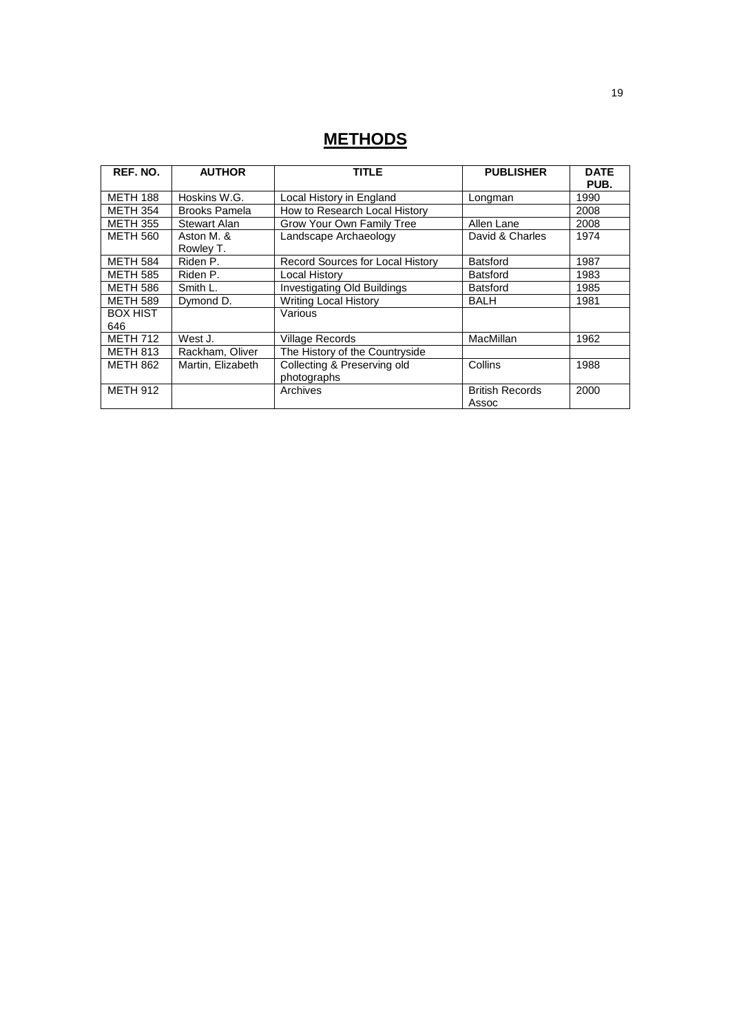# METHODS

| REF. NO. | AUTHOR | TITLE | PUBLISHER | DATE PUB. |
|---|---|---|---|---|
| METH 188 | Hoskins W.G. | Local History in England | Longman | 1990 |
| METH 354 | Brooks Pamela | How to Research Local History | | 2008 |
| METH 355 | Stewart Alan | Grow Your Own Family Tree | Allen Lane | 2008 |
| METH 560 | Aston M. & Rowley T. | Landscape Archaeology | David & Charles | 1974 |
| METH 584 | Riden P. | Record Sources for Local History | Batsford | 1987 |
| METH 585 | Riden P. | Local History | Batsford | 1983 |
| METH 586 | Smith L. | Investigating Old Buildings | Batsford | 1985 |
| METH 589 | Dymond D. | Writing Local History | BALH | 1981 |
| BOX HIST 646 | | Various | | |
| METH 712 | West J. | Village Records | MacMillan | 1962 |
| METH 813 | Rackham, Oliver | The History of the Countryside | | |
| METH 862 | Martin, Elizabeth | Collecting & Preserving old photographs | Collins | 1988 |
| METH 912 | | Archives | British Records Assoc | 2000 |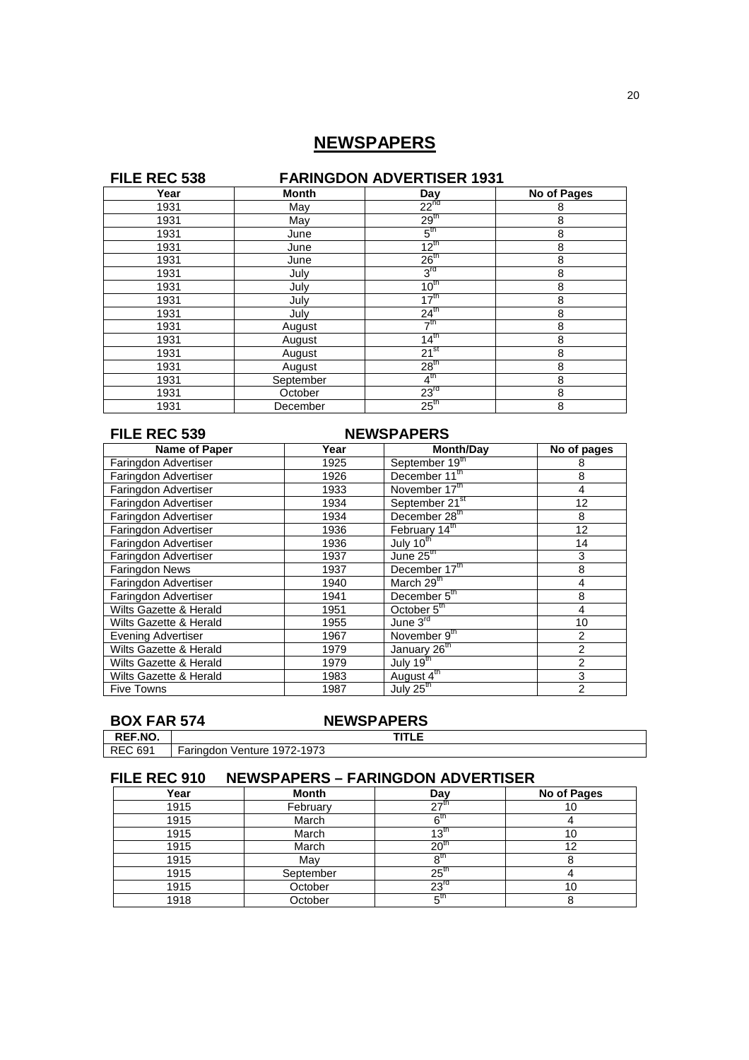# NEWSPAPERS

## FILE REC 538 FARINGDON ADVERTISER 1931

| Year | Month | Day | No of Pages |
|---|---|---|---|
| 1931 | May | 22nd | 8 |
| 1931 | May | 29th | 8 |
| 1931 | June | 5th | 8 |
| 1931 | June | 12th | 8 |
| 1931 | June | 26th | 8 |
| 1931 | July | 3rd | 8 |
| 1931 | July | 10th | 8 |
| 1931 | July | 17th | 8 |
| 1931 | July | 24th | 8 |
| 1931 | August | 7th | 8 |
| 1931 | August | 14th | 8 |
| 1931 | August | 21st | 8 |
| 1931 | August | 28th | 8 |
| 1931 | September | 4th | 8 |
| 1931 | October | 23rd | 8 |
| 1931 | December | 25th | 8 |

## FILE REC 539 NEWSPAPERS

| Name of Paper | Year | Month/Day | No of pages |
|---|---|---|---|
| Faringdon Advertiser | 1925 | September 19th | 8 |
| Faringdon Advertiser | 1926 | December 11th | 8 |
| Faringdon Advertiser | 1933 | November 17th | 4 |
| Faringdon Advertiser | 1934 | September 21st | 12 |
| Faringdon Advertiser | 1934 | December 28th | 8 |
| Faringdon Advertiser | 1936 | February 14th | 12 |
| Faringdon Advertiser | 1936 | July 10th | 14 |
| Faringdon Advertiser | 1937 | June 25th | 3 |
| Faringdon News | 1937 | December 17th | 8 |
| Faringdon Advertiser | 1940 | March 29th | 4 |
| Faringdon Advertiser | 1941 | December 5th | 8 |
| Wilts Gazette & Herald | 1951 | October 5th | 4 |
| Wilts Gazette & Herald | 1955 | June 3rd | 10 |
| Evening Advertiser | 1967 | November 9th | 2 |
| Wilts Gazette & Herald | 1979 | January 26th | 2 |
| Wilts Gazette & Herald | 1979 | July 19th | 2 |
| Wilts Gazette & Herald | 1983 | August 4th | 3 |
| Five Towns | 1987 | July 25th | 2 |

## BOX FAR 574 NEWSPAPERS

| REF.NO. | TITLE |
|---|---|
| REC 691 | Faringdon Venture 1972-1973 |

## FILE REC 910 NEWSPAPERS – FARINGDON ADVERTISER

| Year | Month | Day | No of Pages |
|---|---|---|---|
| 1915 | February | 27th | 10 |
| 1915 | March | 6th | 4 |
| 1915 | March | 13th | 10 |
| 1915 | March | 20th | 12 |
| 1915 | May | 8th | 8 |
| 1915 | September | 25th | 4 |
| 1915 | October | 23rd | 10 |
| 1918 | October | 5th | 8 |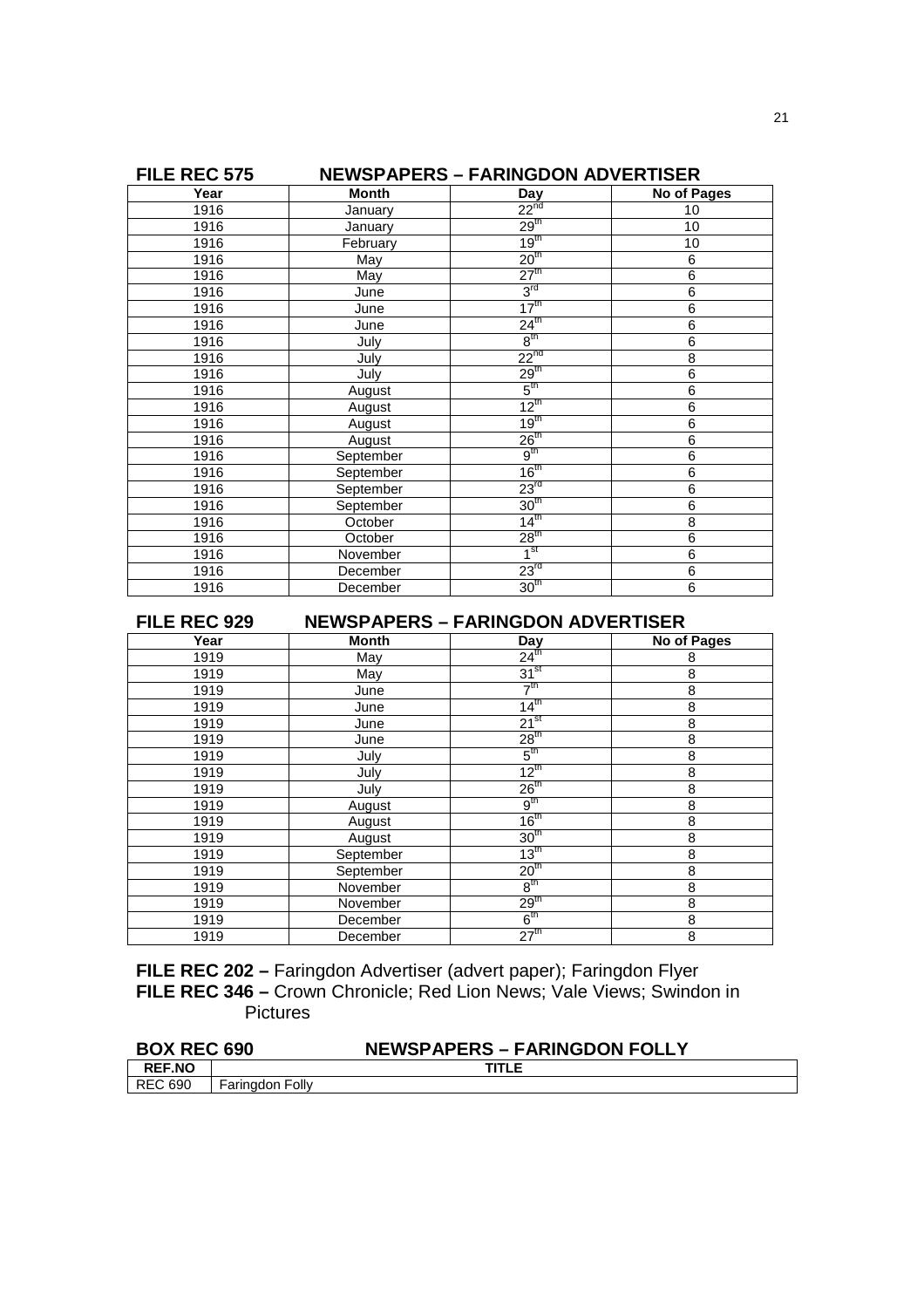## FILE REC 575 NEWSPAPERS – FARINGDON ADVERTISER

| Year | Month | Day | No of Pages |
|---|---|---|---|
| 1916 | January | 22nd | 10 |
| 1916 | January | 29th | 10 |
| 1916 | February | 19th | 10 |
| 1916 | May | 20th | 6 |
| 1916 | May | 27th | 6 |
| 1916 | June | 3rd | 6 |
| 1916 | June | 17th | 6 |
| 1916 | June | 24th | 6 |
| 1916 | July | 8th | 6 |
| 1916 | July | 22nd | 8 |
| 1916 | July | 29th | 6 |
| 1916 | August | 5th | 6 |
| 1916 | August | 12th | 6 |
| 1916 | August | 19th | 6 |
| 1916 | August | 26th | 6 |
| 1916 | September | 9th | 6 |
| 1916 | September | 16th | 6 |
| 1916 | September | 23rd | 6 |
| 1916 | September | 30th | 6 |
| 1916 | October | 14th | 8 |
| 1916 | October | 28th | 6 |
| 1916 | November | 1st | 6 |
| 1916 | December | 23rd | 6 |
| 1916 | December | 30th | 6 |

## FILE REC 929 NEWSPAPERS – FARINGDON ADVERTISER

| Year | Month | Day | No of Pages |
|---|---|---|---|
| 1919 | May | 24th | 8 |
| 1919 | May | 31st | 8 |
| 1919 | June | 7th | 8 |
| 1919 | June | 14th | 8 |
| 1919 | June | 21st | 8 |
| 1919 | June | 28th | 8 |
| 1919 | July | 5th | 8 |
| 1919 | July | 12th | 8 |
| 1919 | July | 26th | 8 |
| 1919 | August | 9th | 8 |
| 1919 | August | 16th | 8 |
| 1919 | August | 30th | 8 |
| 1919 | September | 13th | 8 |
| 1919 | September | 20th | 8 |
| 1919 | November | 8th | 8 |
| 1919 | November | 29th | 8 |
| 1919 | December | 6th | 8 |
| 1919 | December | 27th | 8 |

**FILE REC 202 –** Faringdon Advertiser (advert paper); Faringdon Flyer
**FILE REC 346 –** Crown Chronicle; Red Lion News; Vale Views; Swindon in Pictures

## BOX REC 690 NEWSPAPERS – FARINGDON FOLLY

| REF.NO | TITLE |
|---|---|
| REC 690 | Faringdon Folly |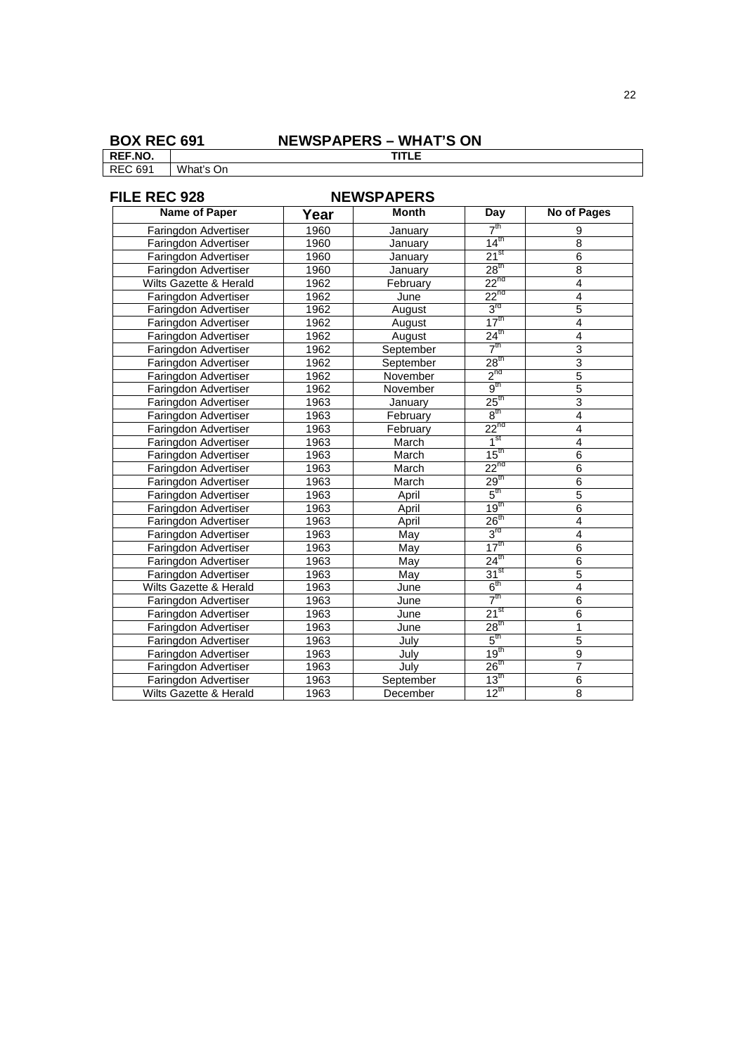## BOX REC 691 NEWSPAPERS – WHAT'S ON

| REF.NO. | TITLE |
|---|---|
| REC 691 | What's On |

## FILE REC 928 NEWSPAPERS

| Name of Paper | Year | Month | Day | No of Pages |
|---|---|---|---|---|
| Faringdon Advertiser | 1960 | January | 7th | 9 |
| Faringdon Advertiser | 1960 | January | 14th | 8 |
| Faringdon Advertiser | 1960 | January | 21st | 6 |
| Faringdon Advertiser | 1960 | January | 28th | 8 |
| Wilts Gazette & Herald | 1962 | February | 22nd | 4 |
| Faringdon Advertiser | 1962 | June | 22nd | 4 |
| Faringdon Advertiser | 1962 | August | 3rd | 5 |
| Faringdon Advertiser | 1962 | August | 17th | 4 |
| Faringdon Advertiser | 1962 | August | 24th | 4 |
| Faringdon Advertiser | 1962 | September | 7th | 3 |
| Faringdon Advertiser | 1962 | September | 28th | 3 |
| Faringdon Advertiser | 1962 | November | 2nd | 5 |
| Faringdon Advertiser | 1962 | November | 9th | 5 |
| Faringdon Advertiser | 1963 | January | 25th | 3 |
| Faringdon Advertiser | 1963 | February | 8th | 4 |
| Faringdon Advertiser | 1963 | February | 22nd | 4 |
| Faringdon Advertiser | 1963 | March | 1st | 4 |
| Faringdon Advertiser | 1963 | March | 15th | 6 |
| Faringdon Advertiser | 1963 | March | 22nd | 6 |
| Faringdon Advertiser | 1963 | March | 29th | 6 |
| Faringdon Advertiser | 1963 | April | 5th | 5 |
| Faringdon Advertiser | 1963 | April | 19th | 6 |
| Faringdon Advertiser | 1963 | April | 26th | 4 |
| Faringdon Advertiser | 1963 | May | 3rd | 4 |
| Faringdon Advertiser | 1963 | May | 17th | 6 |
| Faringdon Advertiser | 1963 | May | 24th | 6 |
| Faringdon Advertiser | 1963 | May | 31st | 5 |
| Wilts Gazette & Herald | 1963 | June | 6th | 4 |
| Faringdon Advertiser | 1963 | June | 7th | 6 |
| Faringdon Advertiser | 1963 | June | 21st | 6 |
| Faringdon Advertiser | 1963 | June | 28th | 1 |
| Faringdon Advertiser | 1963 | July | 5th | 5 |
| Faringdon Advertiser | 1963 | July | 19th | 9 |
| Faringdon Advertiser | 1963 | July | 26th | 7 |
| Faringdon Advertiser | 1963 | September | 13th | 6 |
| Wilts Gazette & Herald | 1963 | December | 12th | 8 |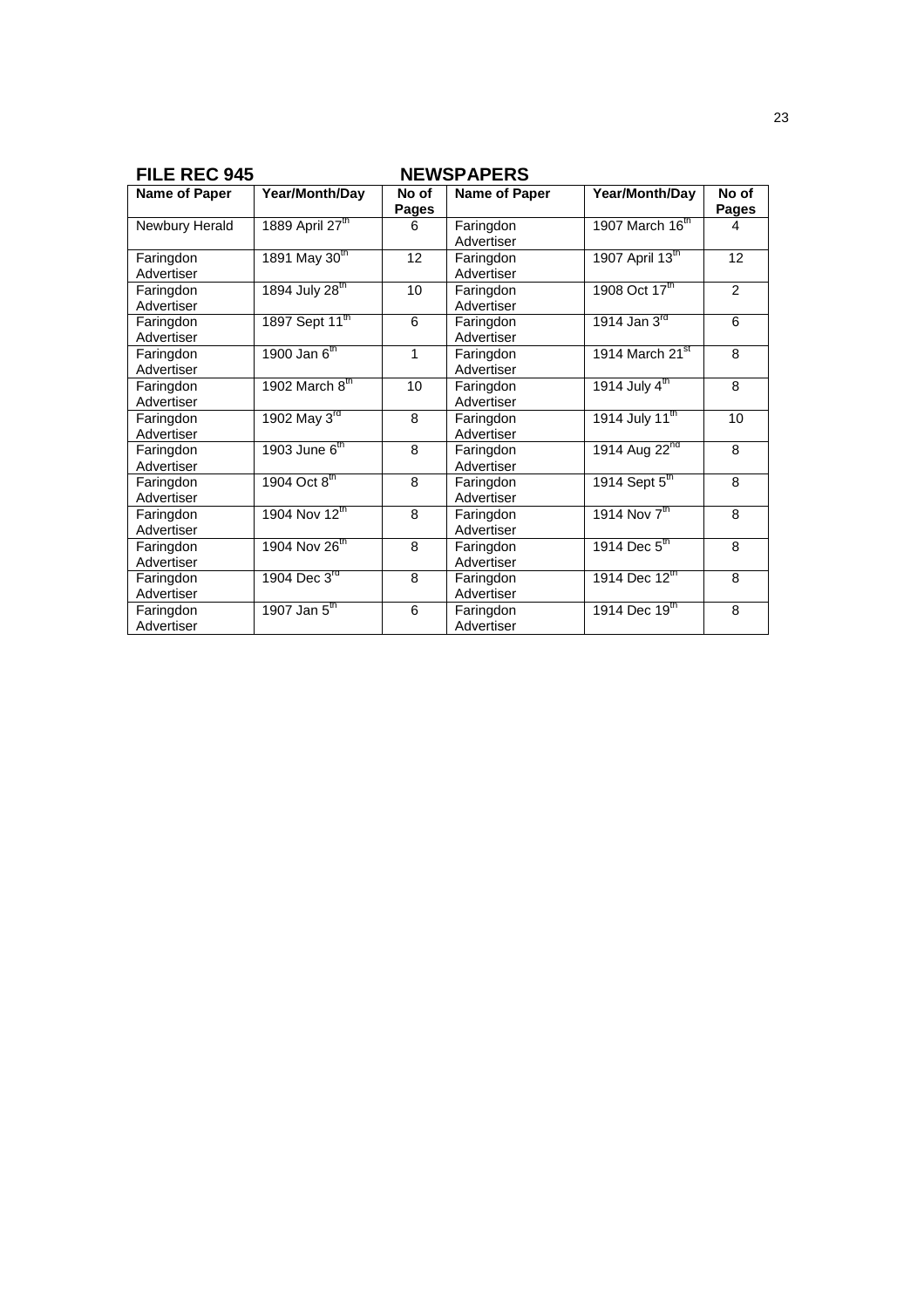**FILE REC 945 NEWSPAPERS**

| Name of Paper | Year/Month/Day | No of Pages | Name of Paper | Year/Month/Day | No of Pages |
|---|---|---|---|---|---|
| Newbury Herald | 1889 April 27th | 6 | Faringdon Advertiser | 1907 March 16th | 4 |
| Faringdon Advertiser | 1891 May 30th | 12 | Faringdon Advertiser | 1907 April 13th | 12 |
| Faringdon Advertiser | 1894 July 28th | 10 | Faringdon Advertiser | 1908 Oct 17th | 2 |
| Faringdon Advertiser | 1897 Sept 11th | 6 | Faringdon Advertiser | 1914 Jan 3rd | 6 |
| Faringdon Advertiser | 1900 Jan 6th | 1 | Faringdon Advertiser | 1914 March 21st | 8 |
| Faringdon Advertiser | 1902 March 8th | 10 | Faringdon Advertiser | 1914 July 4th | 8 |
| Faringdon Advertiser | 1902 May 3rd | 8 | Faringdon Advertiser | 1914 July 11th | 10 |
| Faringdon Advertiser | 1903 June 6th | 8 | Faringdon Advertiser | 1914 Aug 22nd | 8 |
| Faringdon Advertiser | 1904 Oct 8th | 8 | Faringdon Advertiser | 1914 Sept 5th | 8 |
| Faringdon Advertiser | 1904 Nov 12th | 8 | Faringdon Advertiser | 1914 Nov 7th | 8 |
| Faringdon Advertiser | 1904 Nov 26th | 8 | Faringdon Advertiser | 1914 Dec 5th | 8 |
| Faringdon Advertiser | 1904 Dec 3rd | 8 | Faringdon Advertiser | 1914 Dec 12th | 8 |
| Faringdon Advertiser | 1907 Jan 5th | 6 | Faringdon Advertiser | 1914 Dec 19th | 8 |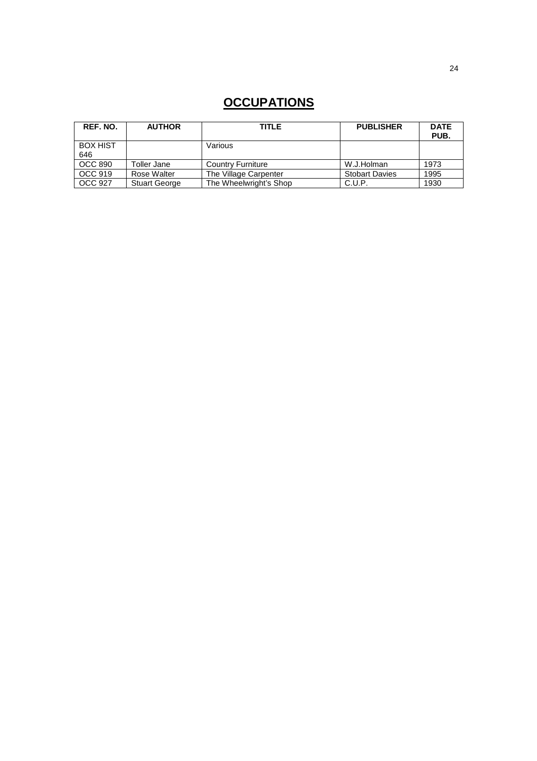# OCCUPATIONS

| REF. NO. | AUTHOR | TITLE | PUBLISHER | DATE PUB. |
|---|---|---|---|---|
| BOX HIST 646 | | Various | | |
| OCC 890 | Toller Jane | Country Furniture | W.J.Holman | 1973 |
| OCC 919 | Rose Walter | The Village Carpenter | Stobart Davies | 1995 |
| OCC 927 | Stuart George | The Wheelwright's Shop | C.U.P. | 1930 |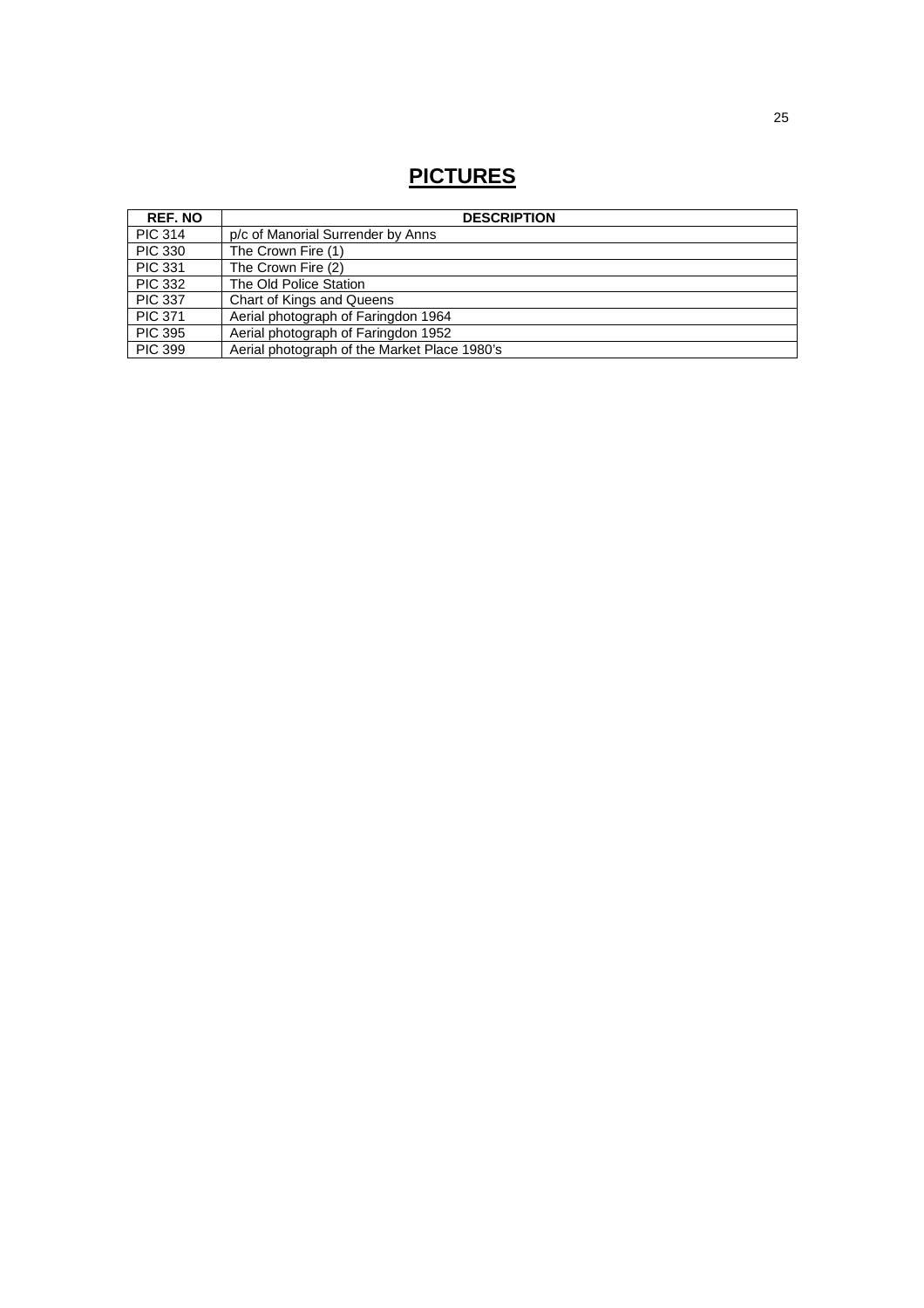# PICTURES

| REF. NO | DESCRIPTION |
|---|---|
| PIC 314 | p/c of Manorial Surrender by Anns |
| PIC 330 | The Crown Fire (1) |
| PIC 331 | The Crown Fire (2) |
| PIC 332 | The Old Police Station |
| PIC 337 | Chart of Kings and Queens |
| PIC 371 | Aerial photograph of Faringdon 1964 |
| PIC 395 | Aerial photograph of Faringdon 1952 |
| PIC 399 | Aerial photograph of the Market Place 1980's |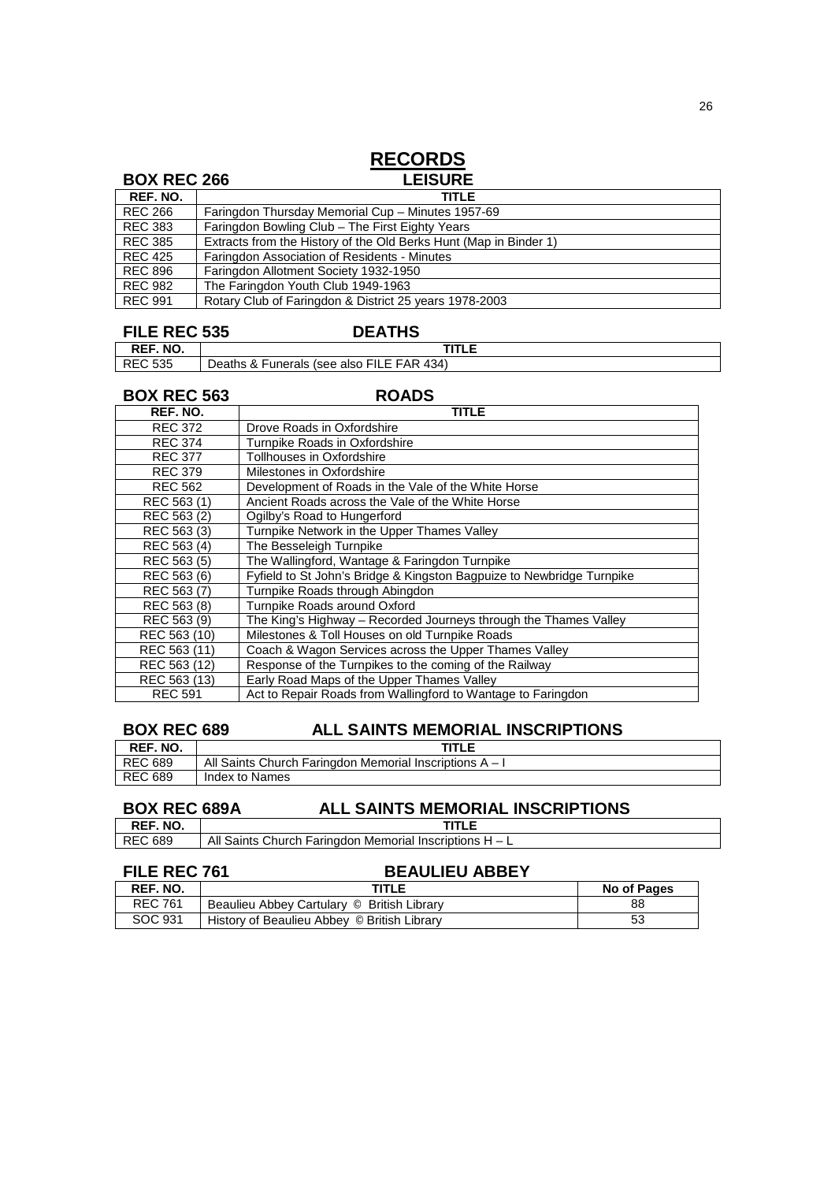# RECORDS

## BOX REC 266 — LEISURE

| REF. NO. | TITLE |
|---|---|
| REC 266 | Faringdon Thursday Memorial Cup – Minutes 1957-69 |
| REC 383 | Faringdon Bowling Club – The First Eighty Years |
| REC 385 | Extracts from the History of the Old Berks Hunt (Map in Binder 1) |
| REC 425 | Faringdon Association of Residents - Minutes |
| REC 896 | Faringdon Allotment Society 1932-1950 |
| REC 982 | The Faringdon Youth Club 1949-1963 |
| REC 991 | Rotary Club of Faringdon & District 25 years 1978-2003 |

## FILE REC 535 — DEATHS

| REF. NO. | TITLE |
|---|---|
| REC 535 | Deaths & Funerals (see also FILE FAR 434) |

## BOX REC 563 — ROADS

| REF. NO. | TITLE |
|---|---|
| REC 372 | Drove Roads in Oxfordshire |
| REC 374 | Turnpike Roads in Oxfordshire |
| REC 377 | Tollhouses in Oxfordshire |
| REC 379 | Milestones in Oxfordshire |
| REC 562 | Development of Roads in the Vale of the White Horse |
| REC 563 (1) | Ancient Roads across the Vale of the White Horse |
| REC 563 (2) | Ogilby's Road to Hungerford |
| REC 563 (3) | Turnpike Network in the Upper Thames Valley |
| REC 563 (4) | The Besseleigh Turnpike |
| REC 563 (5) | The Wallingford, Wantage & Faringdon Turnpike |
| REC 563 (6) | Fyfield to St John's Bridge & Kingston Bagpuize to Newbridge Turnpike |
| REC 563 (7) | Turnpike Roads through Abingdon |
| REC 563 (8) | Turnpike Roads around Oxford |
| REC 563 (9) | The King's Highway – Recorded Journeys through the Thames Valley |
| REC 563 (10) | Milestones & Toll Houses on old Turnpike Roads |
| REC 563 (11) | Coach & Wagon Services across the Upper Thames Valley |
| REC 563 (12) | Response of the Turnpikes to the coming of the Railway |
| REC 563 (13) | Early Road Maps of the Upper Thames Valley |
| REC 591 | Act to Repair Roads from Wallingford to Wantage to Faringdon |

## BOX REC 689 — ALL SAINTS MEMORIAL INSCRIPTIONS

| REF. NO. | TITLE |
|---|---|
| REC 689 | All Saints Church Faringdon Memorial Inscriptions A – I |
| REC 689 | Index to Names |

## BOX REC 689A — ALL SAINTS MEMORIAL INSCRIPTIONS

| REF. NO. | TITLE |
|---|---|
| REC 689 | All Saints Church Faringdon Memorial Inscriptions H – L |

## FILE REC 761 — BEAULIEU ABBEY

| REF. NO. | TITLE | No of Pages |
|---|---|---|
| REC 761 | Beaulieu Abbey Cartulary © British Library | 88 |
| SOC 931 | History of Beaulieu Abbey © British Library | 53 |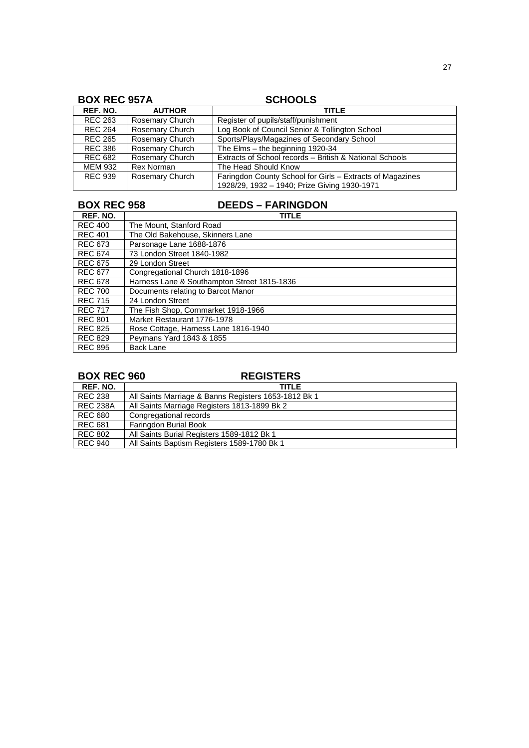## BOX REC 957A SCHOOLS

| REF. NO. | AUTHOR | TITLE |
|---|---|---|
| REC 263 | Rosemary Church | Register of pupils/staff/punishment |
| REC 264 | Rosemary Church | Log Book of Council Senior & Tollington School |
| REC 265 | Rosemary Church | Sports/Plays/Magazines of Secondary School |
| REC 386 | Rosemary Church | The Elms – the beginning 1920-34 |
| REC 682 | Rosemary Church | Extracts of School records – British & National Schools |
| MEM 932 | Rex Norman | The Head Should Know |
| REC 939 | Rosemary Church | Faringdon County School for Girls – Extracts of Magazines 1928/29, 1932 – 1940; Prize Giving 1930-1971 |

## BOX REC 958 DEEDS – FARINGDON

| REF. NO. | TITLE |
|---|---|
| REC 400 | The Mount, Stanford Road |
| REC 401 | The Old Bakehouse, Skinners Lane |
| REC 673 | Parsonage Lane 1688-1876 |
| REC 674 | 73 London Street 1840-1982 |
| REC 675 | 29 London Street |
| REC 677 | Congregational Church 1818-1896 |
| REC 678 | Harness Lane & Southampton Street 1815-1836 |
| REC 700 | Documents relating to Barcot Manor |
| REC 715 | 24 London Street |
| REC 717 | The Fish Shop, Cornmarket 1918-1966 |
| REC 801 | Market Restaurant 1776-1978 |
| REC 825 | Rose Cottage, Harness Lane 1816-1940 |
| REC 829 | Peymans Yard 1843 & 1855 |
| REC 895 | Back Lane |

## BOX REC 960 REGISTERS

| REF. NO. | TITLE |
|---|---|
| REC 238 | All Saints Marriage & Banns Registers 1653-1812 Bk 1 |
| REC 238A | All Saints Marriage Registers 1813-1899 Bk 2 |
| REC 680 | Congregational records |
| REC 681 | Faringdon Burial Book |
| REC 802 | All Saints Burial Registers 1589-1812 Bk 1 |
| REC 940 | All Saints Baptism Registers 1589-1780 Bk 1 |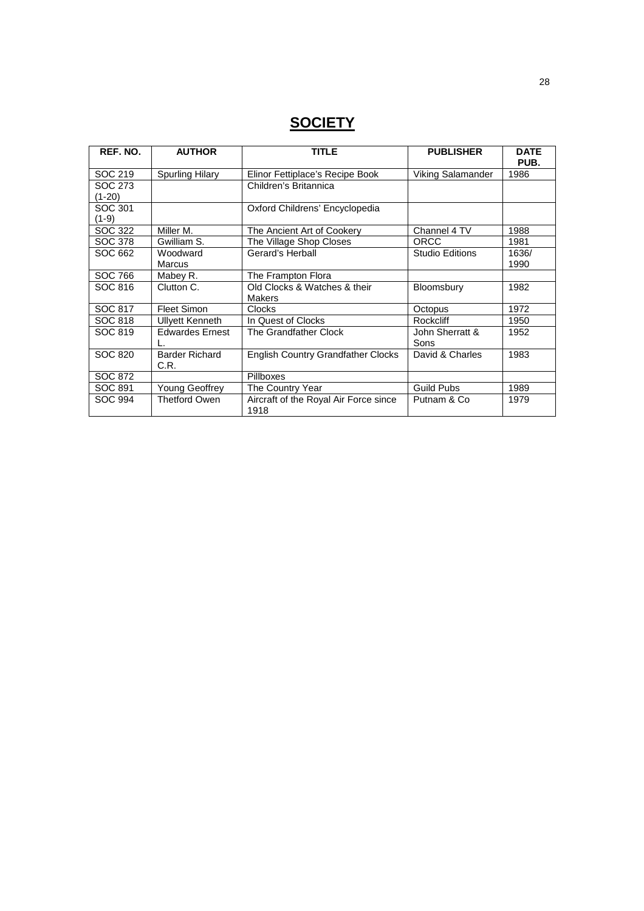# SOCIETY

| REF. NO. | AUTHOR | TITLE | PUBLISHER | DATE PUB. |
|---|---|---|---|---|
| SOC 219 | Spurling Hilary | Elinor Fettiplace's Recipe Book | Viking Salamander | 1986 |
| SOC 273 (1-20) | | Children's Britannica | | |
| SOC 301 (1-9) | | Oxford Childrens' Encyclopedia | | |
| SOC 322 | Miller M. | The Ancient Art of Cookery | Channel 4 TV | 1988 |
| SOC 378 | Gwilliam S. | The Village Shop Closes | ORCC | 1981 |
| SOC 662 | Woodward Marcus | Gerard's Herball | Studio Editions | 1636/ 1990 |
| SOC 766 | Mabey R. | The Frampton Flora | | |
| SOC 816 | Clutton C. | Old Clocks & Watches & their Makers | Bloomsbury | 1982 |
| SOC 817 | Fleet Simon | Clocks | Octopus | 1972 |
| SOC 818 | Ullyett Kenneth | In Quest of Clocks | Rockcliff | 1950 |
| SOC 819 | Edwardes Ernest L. | The Grandfather Clock | John Sherratt & Sons | 1952 |
| SOC 820 | Barder Richard C.R. | English Country Grandfather Clocks | David & Charles | 1983 |
| SOC 872 | | Pillboxes | | |
| SOC 891 | Young Geoffrey | The Country Year | Guild Pubs | 1989 |
| SOC 994 | Thetford Owen | Aircraft of the Royal Air Force since 1918 | Putnam & Co | 1979 |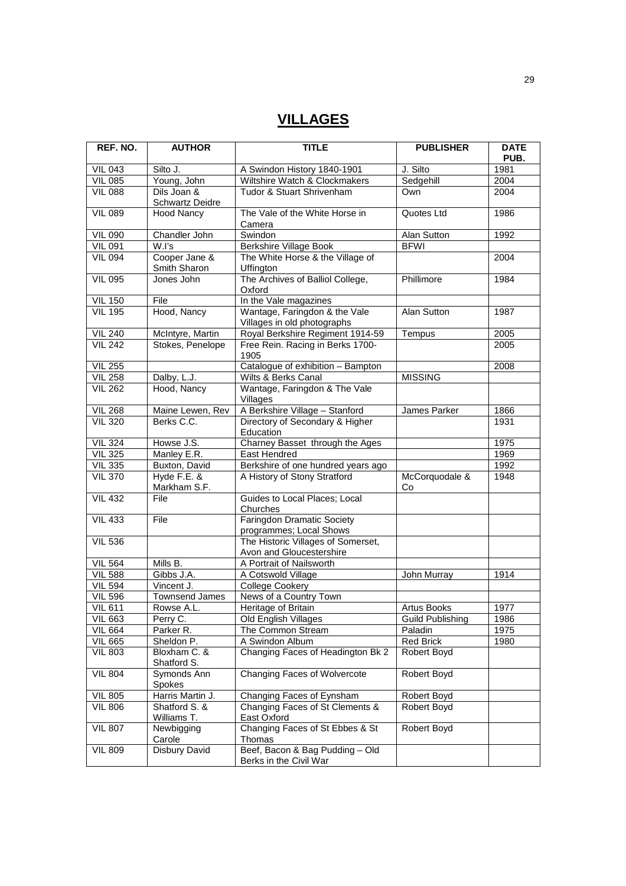# VILLAGES

| REF. NO. | AUTHOR | TITLE | PUBLISHER | DATE PUB. |
|---|---|---|---|---|
| VIL 043 | Silto J. | A Swindon History 1840-1901 | J. Silto | 1981 |
| VIL 085 | Young, John | Wiltshire Watch & Clockmakers | Sedgehill | 2004 |
| VIL 088 | Dils Joan & Schwartz Deidre | Tudor & Stuart Shrivenham | Own | 2004 |
| VIL 089 | Hood Nancy | The Vale of the White Horse in Camera | Quotes Ltd | 1986 |
| VIL 090 | Chandler John | Swindon | Alan Sutton | 1992 |
| VIL 091 | W.I's | Berkshire Village Book | BFWI | |
| VIL 094 | Cooper Jane & Smith Sharon | The White Horse & the Village of Uffington | | 2004 |
| VIL 095 | Jones John | The Archives of Balliol College, Oxford | Phillimore | 1984 |
| VIL 150 | File | In the Vale magazines | | |
| VIL 195 | Hood, Nancy | Wantage, Faringdon & the Vale Villages in old photographs | Alan Sutton | 1987 |
| VIL 240 | McIntyre, Martin | Royal Berkshire Regiment 1914-59 | Tempus | 2005 |
| VIL 242 | Stokes, Penelope | Free Rein. Racing in Berks 1700-1905 | | 2005 |
| VIL 255 | | Catalogue of exhibition – Bampton | | 2008 |
| VIL 258 | Dalby, L.J. | Wilts & Berks Canal | MISSING | |
| VIL 262 | Hood, Nancy | Wantage, Faringdon & The Vale Villages | | |
| VIL 268 | Maine Lewen, Rev | A Berkshire Village – Stanford | James Parker | 1866 |
| VIL 320 | Berks C.C. | Directory of Secondary & Higher Education | | 1931 |
| VIL 324 | Howse J.S. | Charney Basset through the Ages | | 1975 |
| VIL 325 | Manley E.R. | East Hendred | | 1969 |
| VIL 335 | Buxton, David | Berkshire of one hundred years ago | | 1992 |
| VIL 370 | Hyde F.E. & Markham S.F. | A History of Stony Stratford | McCorquodale & Co | 1948 |
| VIL 432 | File | Guides to Local Places; Local Churches | | |
| VIL 433 | File | Faringdon Dramatic Society programmes; Local Shows | | |
| VIL 536 | | The Historic Villages of Somerset, Avon and Gloucestershire | | |
| VIL 564 | Mills B. | A Portrait of Nailsworth | | |
| VIL 588 | Gibbs J.A. | A Cotswold Village | John Murray | 1914 |
| VIL 594 | Vincent J. | College Cookery | | |
| VIL 596 | Townsend James | News of a Country Town | | |
| VIL 611 | Rowse A.L. | Heritage of Britain | Artus Books | 1977 |
| VIL 663 | Perry C. | Old English Villages | Guild Publishing | 1986 |
| VIL 664 | Parker R. | The Common Stream | Paladin | 1975 |
| VIL 665 | Sheldon P. | A Swindon Album | Red Brick | 1980 |
| VIL 803 | Bloxham C. & Shatford S. | Changing Faces of Headington Bk 2 | Robert Boyd | |
| VIL 804 | Symonds Ann Spokes | Changing Faces of Wolvercote | Robert Boyd | |
| VIL 805 | Harris Martin J. | Changing Faces of Eynsham | Robert Boyd | |
| VIL 806 | Shatford S. & Williams T. | Changing Faces of St Clements & East Oxford | Robert Boyd | |
| VIL 807 | Newbigging Carole | Changing Faces of St Ebbes & St Thomas | Robert Boyd | |
| VIL 809 | Disbury David | Beef, Bacon & Bag Pudding – Old Berks in the Civil War | | |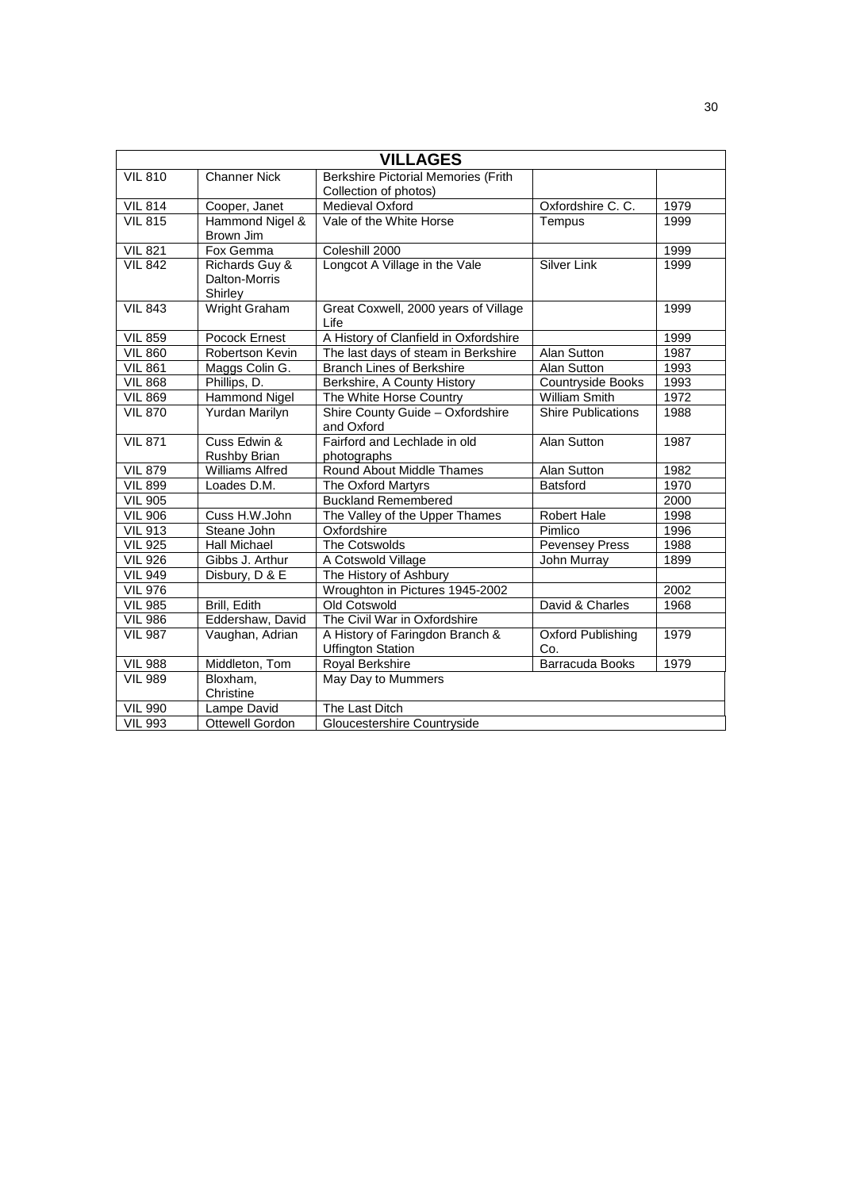| VILLAGES | | | | |
|---|---|---|---|---|
| VIL 810 | Channer Nick | Berkshire Pictorial Memories (Frith Collection of photos) | | |
| VIL 814 | Cooper, Janet | Medieval Oxford | Oxfordshire C. C. | 1979 |
| VIL 815 | Hammond Nigel & Brown Jim | Vale of the White Horse | Tempus | 1999 |
| VIL 821 | Fox Gemma | Coleshill 2000 | | 1999 |
| VIL 842 | Richards Guy & Dalton-Morris Shirley | Longcot A Village in the Vale | Silver Link | 1999 |
| VIL 843 | Wright Graham | Great Coxwell, 2000 years of Village Life | | 1999 |
| VIL 859 | Pocock Ernest | A History of Clanfield in Oxfordshire | | 1999 |
| VIL 860 | Robertson Kevin | The last days of steam in Berkshire | Alan Sutton | 1987 |
| VIL 861 | Maggs Colin G. | Branch Lines of Berkshire | Alan Sutton | 1993 |
| VIL 868 | Phillips, D. | Berkshire, A County History | Countryside Books | 1993 |
| VIL 869 | Hammond Nigel | The White Horse Country | William Smith | 1972 |
| VIL 870 | Yurdan Marilyn | Shire County Guide – Oxfordshire and Oxford | Shire Publications | 1988 |
| VIL 871 | Cuss Edwin & Rushby Brian | Fairford and Lechlade in old photographs | Alan Sutton | 1987 |
| VIL 879 | Williams Alfred | Round About Middle Thames | Alan Sutton | 1982 |
| VIL 899 | Loades D.M. | The Oxford Martyrs | Batsford | 1970 |
| VIL 905 | | Buckland Remembered | | 2000 |
| VIL 906 | Cuss H.W.John | The Valley of the Upper Thames | Robert Hale | 1998 |
| VIL 913 | Steane John | Oxfordshire | Pimlico | 1996 |
| VIL 925 | Hall Michael | The Cotswolds | Pevensey Press | 1988 |
| VIL 926 | Gibbs J. Arthur | A Cotswold Village | John Murray | 1899 |
| VIL 949 | Disbury, D & E | The History of Ashbury | | |
| VIL 976 | | Wroughton in Pictures 1945-2002 | | 2002 |
| VIL 985 | Brill, Edith | Old Cotswold | David & Charles | 1968 |
| VIL 986 | Eddershaw, David | The Civil War in Oxfordshire | | |
| VIL 987 | Vaughan, Adrian | A History of Faringdon Branch & Uffington Station | Oxford Publishing Co. | 1979 |
| VIL 988 | Middleton, Tom | Royal Berkshire | Barracuda Books | 1979 |
| VIL 989 | Bloxham, Christine | May Day to Mummers | | |
| VIL 990 | Lampe David | The Last Ditch | | |
| VIL 993 | Ottewell Gordon | Gloucestershire Countryside | | |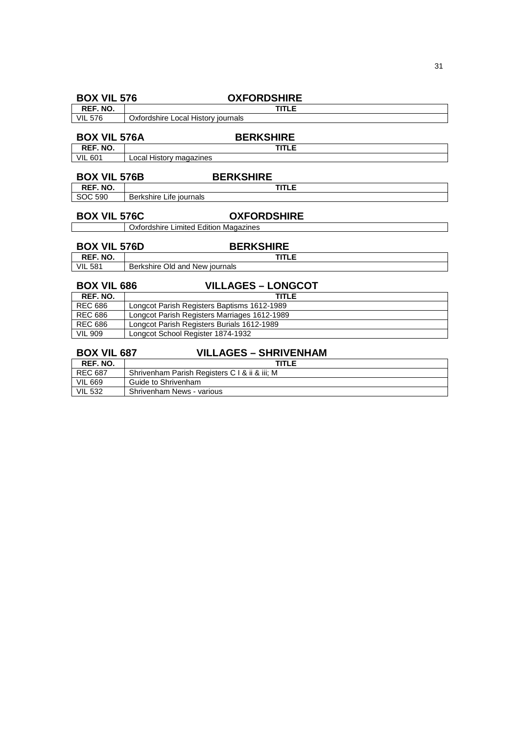## BOX VIL 576 OXFORDSHIRE

| REF. NO. | TITLE |
| --- | --- |
| VIL 576 | Oxfordshire Local History journals |

## BOX VIL 576A BERKSHIRE

| REF. NO. | TITLE |
| --- | --- |
| VIL 601 | Local History magazines |

## BOX VIL 576B BERKSHIRE

| REF. NO. | TITLE |
| --- | --- |
| SOC 590 | Berkshire Life journals |

## BOX VIL 576C OXFORDSHIRE

| | |
| --- | --- |
| | Oxfordshire Limited Edition Magazines |

## BOX VIL 576D BERKSHIRE

| REF. NO. | TITLE |
| --- | --- |
| VIL 581 | Berkshire Old and New journals |

## BOX VIL 686 VILLAGES – LONGCOT

| REF. NO. | TITLE |
| --- | --- |
| REC 686 | Longcot Parish Registers Baptisms 1612-1989 |
| REC 686 | Longcot Parish Registers Marriages 1612-1989 |
| REC 686 | Longcot Parish Registers Burials 1612-1989 |
| VIL 909 | Longcot School Register 1874-1932 |

## BOX VIL 687 VILLAGES – SHRIVENHAM

| REF. NO. | TITLE |
| --- | --- |
| REC 687 | Shrivenham Parish Registers C I & ii & iii; M |
| VIL 669 | Guide to Shrivenham |
| VIL 532 | Shrivenham News - various |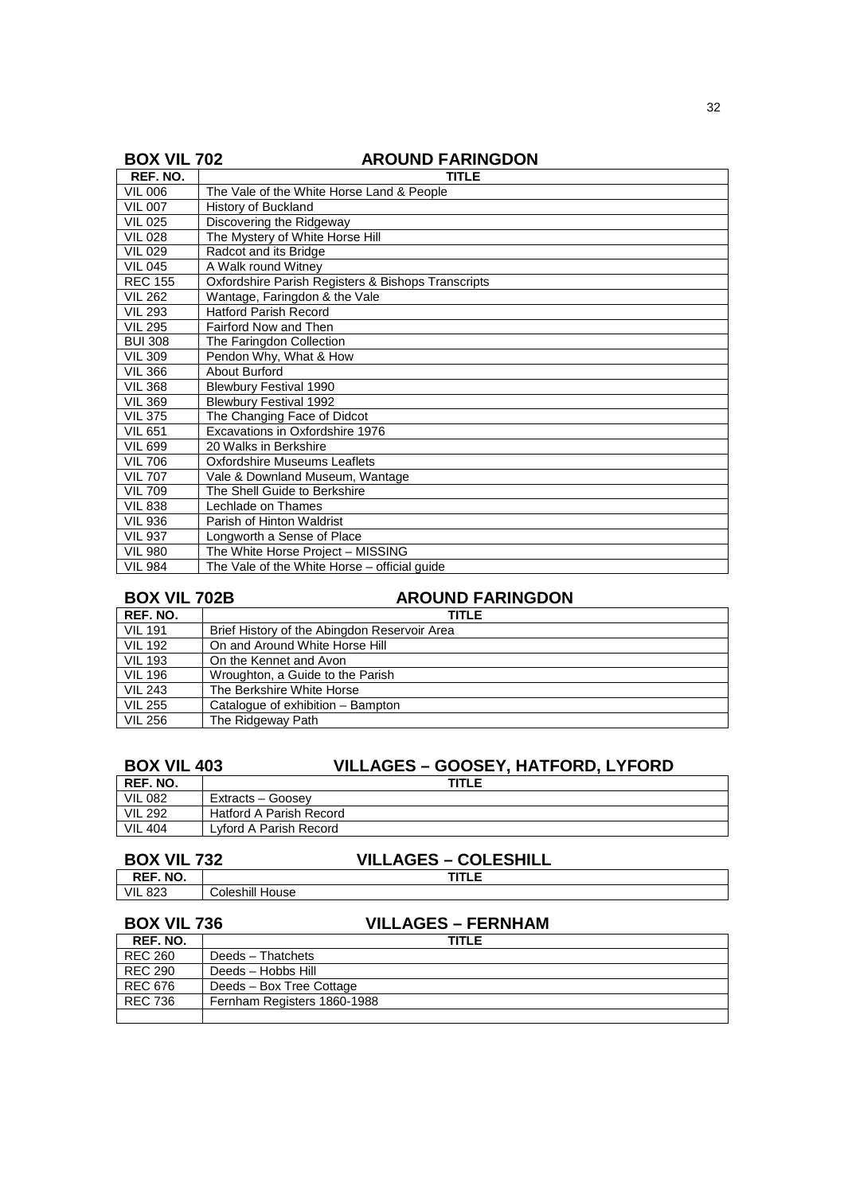## BOX VIL 702 AROUND FARINGDON

| REF. NO. | TITLE |
|---|---|
| VIL 006 | The Vale of the White Horse Land & People |
| VIL 007 | History of Buckland |
| VIL 025 | Discovering the Ridgeway |
| VIL 028 | The Mystery of White Horse Hill |
| VIL 029 | Radcot and its Bridge |
| VIL 045 | A Walk round Witney |
| REC 155 | Oxfordshire Parish Registers & Bishops Transcripts |
| VIL 262 | Wantage, Faringdon & the Vale |
| VIL 293 | Hatford Parish Record |
| VIL 295 | Fairford Now and Then |
| BUI 308 | The Faringdon Collection |
| VIL 309 | Pendon Why, What & How |
| VIL 366 | About Burford |
| VIL 368 | Blewbury Festival 1990 |
| VIL 369 | Blewbury Festival 1992 |
| VIL 375 | The Changing Face of Didcot |
| VIL 651 | Excavations in Oxfordshire 1976 |
| VIL 699 | 20 Walks in Berkshire |
| VIL 706 | Oxfordshire Museums Leaflets |
| VIL 707 | Vale & Downland Museum, Wantage |
| VIL 709 | The Shell Guide to Berkshire |
| VIL 838 | Lechlade on Thames |
| VIL 936 | Parish of Hinton Waldrist |
| VIL 937 | Longworth a Sense of Place |
| VIL 980 | The White Horse Project – MISSING |
| VIL 984 | The Vale of the White Horse – official guide |

## BOX VIL 702B AROUND FARINGDON

| REF. NO. | TITLE |
|---|---|
| VIL 191 | Brief History of the Abingdon Reservoir Area |
| VIL 192 | On and Around White Horse Hill |
| VIL 193 | On the Kennet and Avon |
| VIL 196 | Wroughton, a Guide to the Parish |
| VIL 243 | The Berkshire White Horse |
| VIL 255 | Catalogue of exhibition – Bampton |
| VIL 256 | The Ridgeway Path |

## BOX VIL 403 VILLAGES – GOOSEY, HATFORD, LYFORD

| REF. NO. | TITLE |
|---|---|
| VIL 082 | Extracts – Goosey |
| VIL 292 | Hatford A Parish Record |
| VIL 404 | Lyford A Parish Record |

## BOX VIL 732 VILLAGES – COLESHILL

| REF. NO. | TITLE |
|---|---|
| VIL 823 | Coleshill House |

## BOX VIL 736 VILLAGES – FERNHAM

| REF. NO. | TITLE |
|---|---|
| REC 260 | Deeds – Thatchets |
| REC 290 | Deeds – Hobbs Hill |
| REC 676 | Deeds – Box Tree Cottage |
| REC 736 | Fernham Registers 1860-1988 |
| | |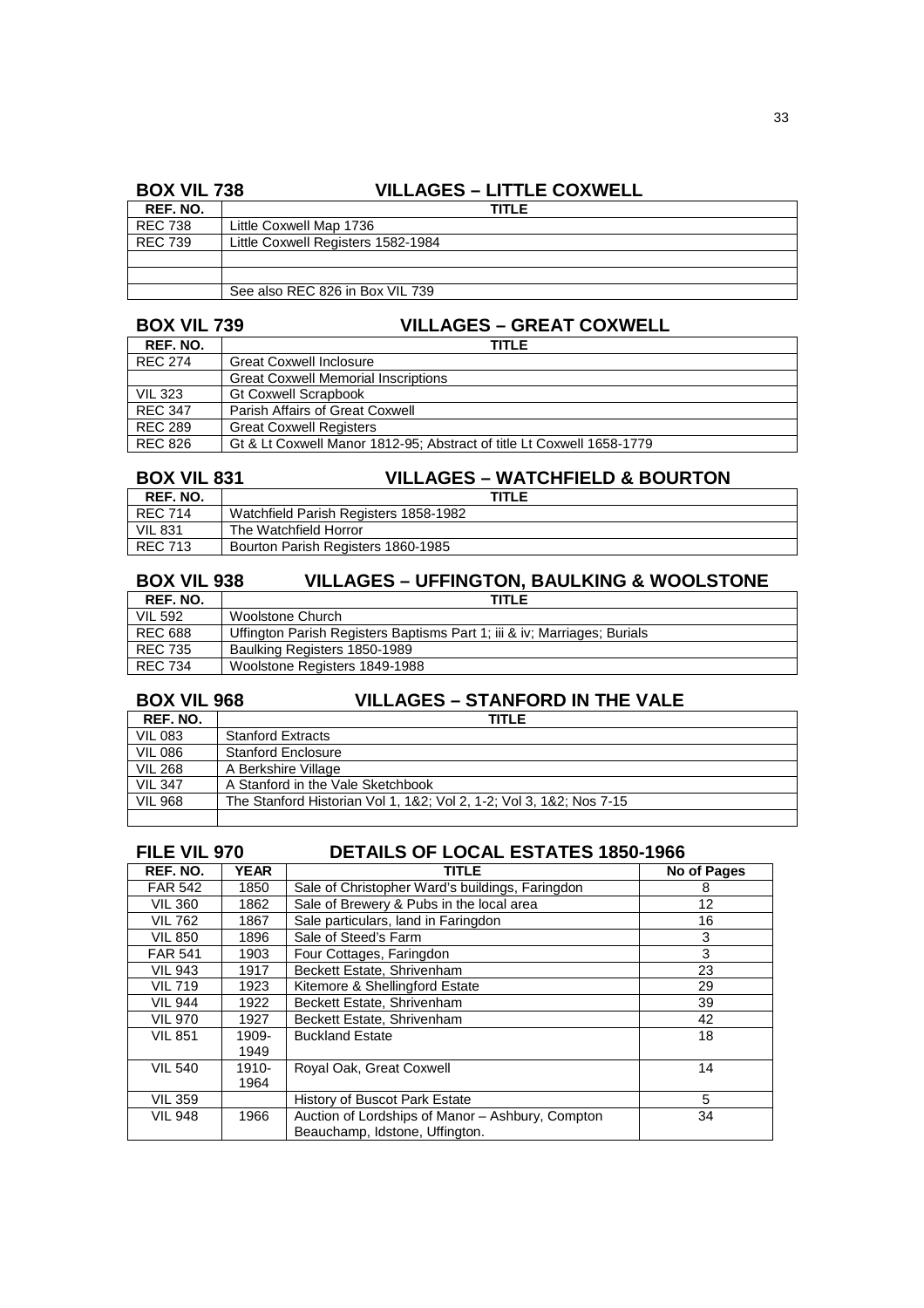## BOX VIL 738 VILLAGES – LITTLE COXWELL

| REF. NO. | TITLE |
|---|---|
| REC 738 | Little Coxwell Map 1736 |
| REC 739 | Little Coxwell Registers 1582-1984 |
| | |
| | |
| | See also REC 826 in Box VIL 739 |

## BOX VIL 739 VILLAGES – GREAT COXWELL

| REF. NO. | TITLE |
|---|---|
| REC 274 | Great Coxwell Inclosure |
| | Great Coxwell Memorial Inscriptions |
| VIL 323 | Gt Coxwell Scrapbook |
| REC 347 | Parish Affairs of Great Coxwell |
| REC 289 | Great Coxwell Registers |
| REC 826 | Gt & Lt Coxwell Manor 1812-95; Abstract of title Lt Coxwell 1658-1779 |

## BOX VIL 831 VILLAGES – WATCHFIELD & BOURTON

| REF. NO. | TITLE |
|---|---|
| REC 714 | Watchfield Parish Registers 1858-1982 |
| VIL 831 | The Watchfield Horror |
| REC 713 | Bourton Parish Registers 1860-1985 |

## BOX VIL 938 VILLAGES – UFFINGTON, BAULKING & WOOLSTONE

| REF. NO. | TITLE |
|---|---|
| VIL 592 | Woolstone Church |
| REC 688 | Uffington Parish Registers Baptisms Part 1; iii & iv; Marriages; Burials |
| REC 735 | Baulking Registers 1850-1989 |
| REC 734 | Woolstone Registers 1849-1988 |

## BOX VIL 968 VILLAGES – STANFORD IN THE VALE

| REF. NO. | TITLE |
|---|---|
| VIL 083 | Stanford Extracts |
| VIL 086 | Stanford Enclosure |
| VIL 268 | A Berkshire Village |
| VIL 347 | A Stanford in the Vale Sketchbook |
| VIL 968 | The Stanford Historian Vol 1, 1&2; Vol 2, 1-2; Vol 3, 1&2; Nos 7-15 |
| | |

## FILE VIL 970 DETAILS OF LOCAL ESTATES 1850-1966

| REF. NO. | YEAR | TITLE | No of Pages |
|---|---|---|---|
| FAR 542 | 1850 | Sale of Christopher Ward's buildings, Faringdon | 8 |
| VIL 360 | 1862 | Sale of Brewery & Pubs in the local area | 12 |
| VIL 762 | 1867 | Sale particulars, land in Faringdon | 16 |
| VIL 850 | 1896 | Sale of Steed's Farm | 3 |
| FAR 541 | 1903 | Four Cottages, Faringdon | 3 |
| VIL 943 | 1917 | Beckett Estate, Shrivenham | 23 |
| VIL 719 | 1923 | Kitemore & Shellingford Estate | 29 |
| VIL 944 | 1922 | Beckett Estate, Shrivenham | 39 |
| VIL 970 | 1927 | Beckett Estate, Shrivenham | 42 |
| VIL 851 | 1909-1949 | Buckland Estate | 18 |
| VIL 540 | 1910-1964 | Royal Oak, Great Coxwell | 14 |
| VIL 359 | | History of Buscot Park Estate | 5 |
| VIL 948 | 1966 | Auction of Lordships of Manor – Ashbury, Compton Beauchamp, Idstone, Uffington. | 34 |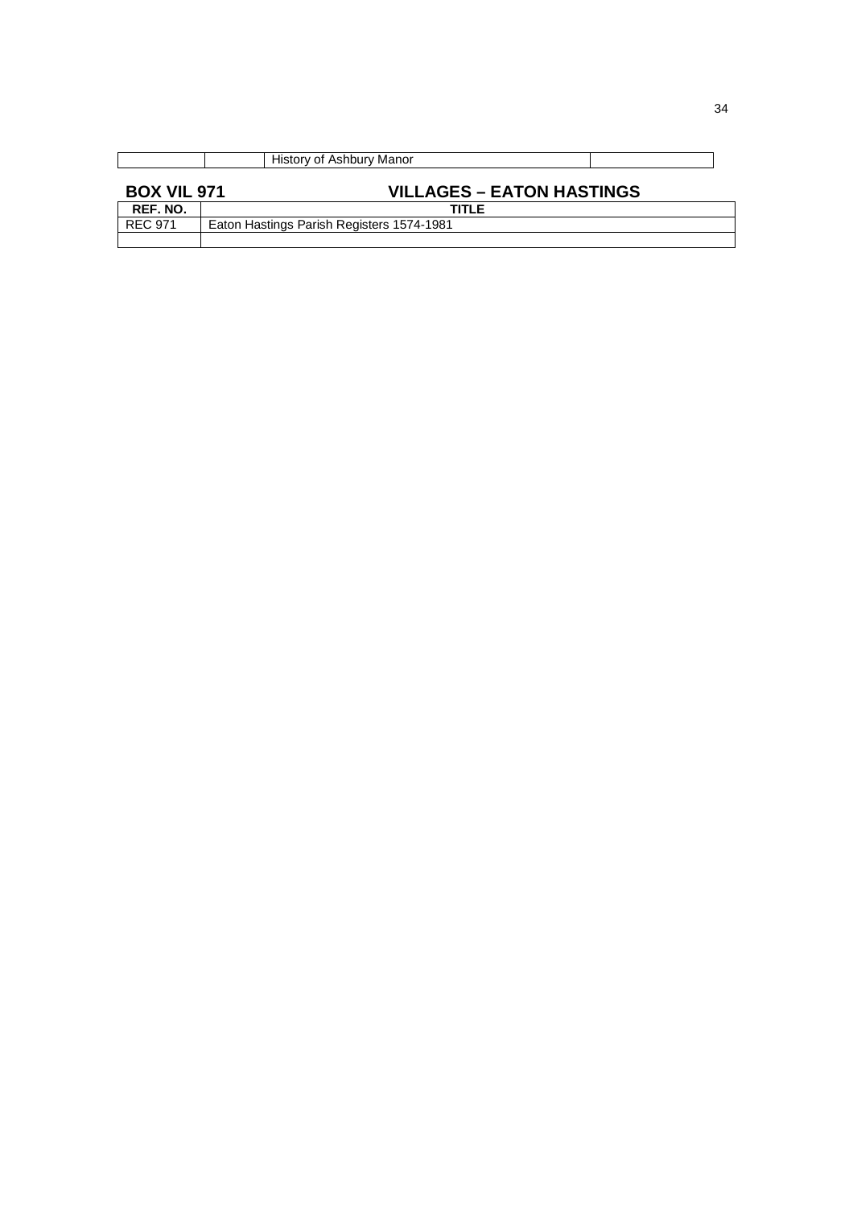| | | History of Ashbury Manor | |
|---|---|---|---|

## BOX VIL 971 VILLAGES – EATON HASTINGS

| REF. NO. | TITLE |
|---|---|
| REC 971 | Eaton Hastings Parish Registers 1574-1981 |
| | |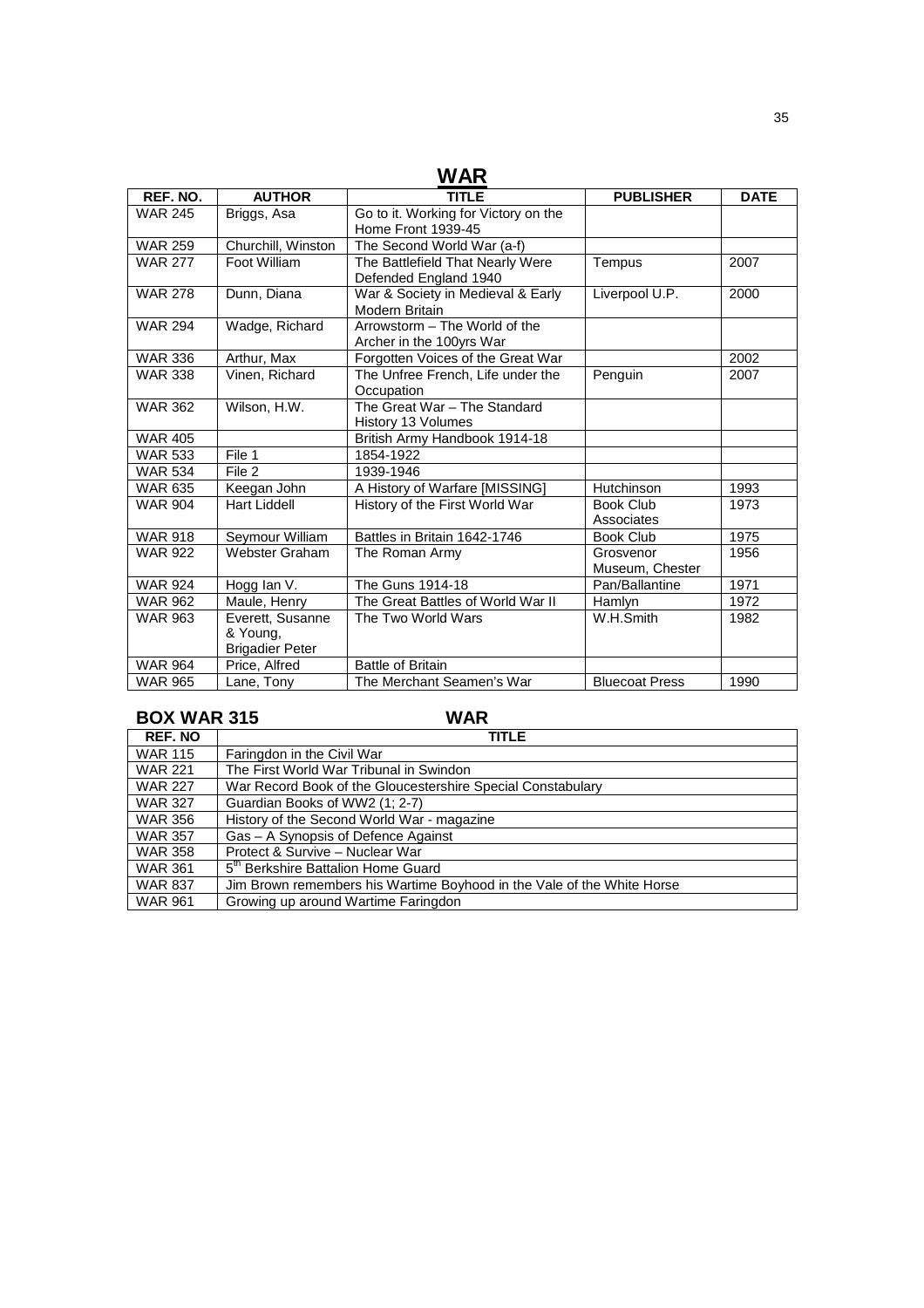# WAR

| REF. NO. | AUTHOR | TITLE | PUBLISHER | DATE |
|---|---|---|---|---|
| WAR 245 | Briggs, Asa | Go to it. Working for Victory on the Home Front 1939-45 | | |
| WAR 259 | Churchill, Winston | The Second World War (a-f) | | |
| WAR 277 | Foot William | The Battlefield That Nearly Were Defended England 1940 | Tempus | 2007 |
| WAR 278 | Dunn, Diana | War & Society in Medieval & Early Modern Britain | Liverpool U.P. | 2000 |
| WAR 294 | Wadge, Richard | Arrowstorm – The World of the Archer in the 100yrs War | | |
| WAR 336 | Arthur, Max | Forgotten Voices of the Great War | | 2002 |
| WAR 338 | Vinen, Richard | The Unfree French, Life under the Occupation | Penguin | 2007 |
| WAR 362 | Wilson, H.W. | The Great War – The Standard History 13 Volumes | | |
| WAR 405 | | British Army Handbook 1914-18 | | |
| WAR 533 | File 1 | 1854-1922 | | |
| WAR 534 | File 2 | 1939-1946 | | |
| WAR 635 | Keegan John | A History of Warfare [MISSING] | Hutchinson | 1993 |
| WAR 904 | Hart Liddell | History of the First World War | Book Club Associates | 1973 |
| WAR 918 | Seymour William | Battles in Britain 1642-1746 | Book Club | 1975 |
| WAR 922 | Webster Graham | The Roman Army | Grosvenor Museum, Chester | 1956 |
| WAR 924 | Hogg Ian V. | The Guns 1914-18 | Pan/Ballantine | 1971 |
| WAR 962 | Maule, Henry | The Great Battles of World War II | Hamlyn | 1972 |
| WAR 963 | Everett, Susanne & Young, Brigadier Peter | The Two World Wars | W.H.Smith | 1982 |
| WAR 964 | Price, Alfred | Battle of Britain | | |
| WAR 965 | Lane, Tony | The Merchant Seamen's War | Bluecoat Press | 1990 |

## BOX WAR 315 — WAR

| REF. NO | TITLE |
|---|---|
| WAR 115 | Faringdon in the Civil War |
| WAR 221 | The First World War Tribunal in Swindon |
| WAR 227 | War Record Book of the Gloucestershire Special Constabulary |
| WAR 327 | Guardian Books of WW2 (1; 2-7) |
| WAR 356 | History of the Second World War - magazine |
| WAR 357 | Gas – A Synopsis of Defence Against |
| WAR 358 | Protect & Survive – Nuclear War |
| WAR 361 | 5th Berkshire Battalion Home Guard |
| WAR 837 | Jim Brown remembers his Wartime Boyhood in the Vale of the White Horse |
| WAR 961 | Growing up around Wartime Faringdon |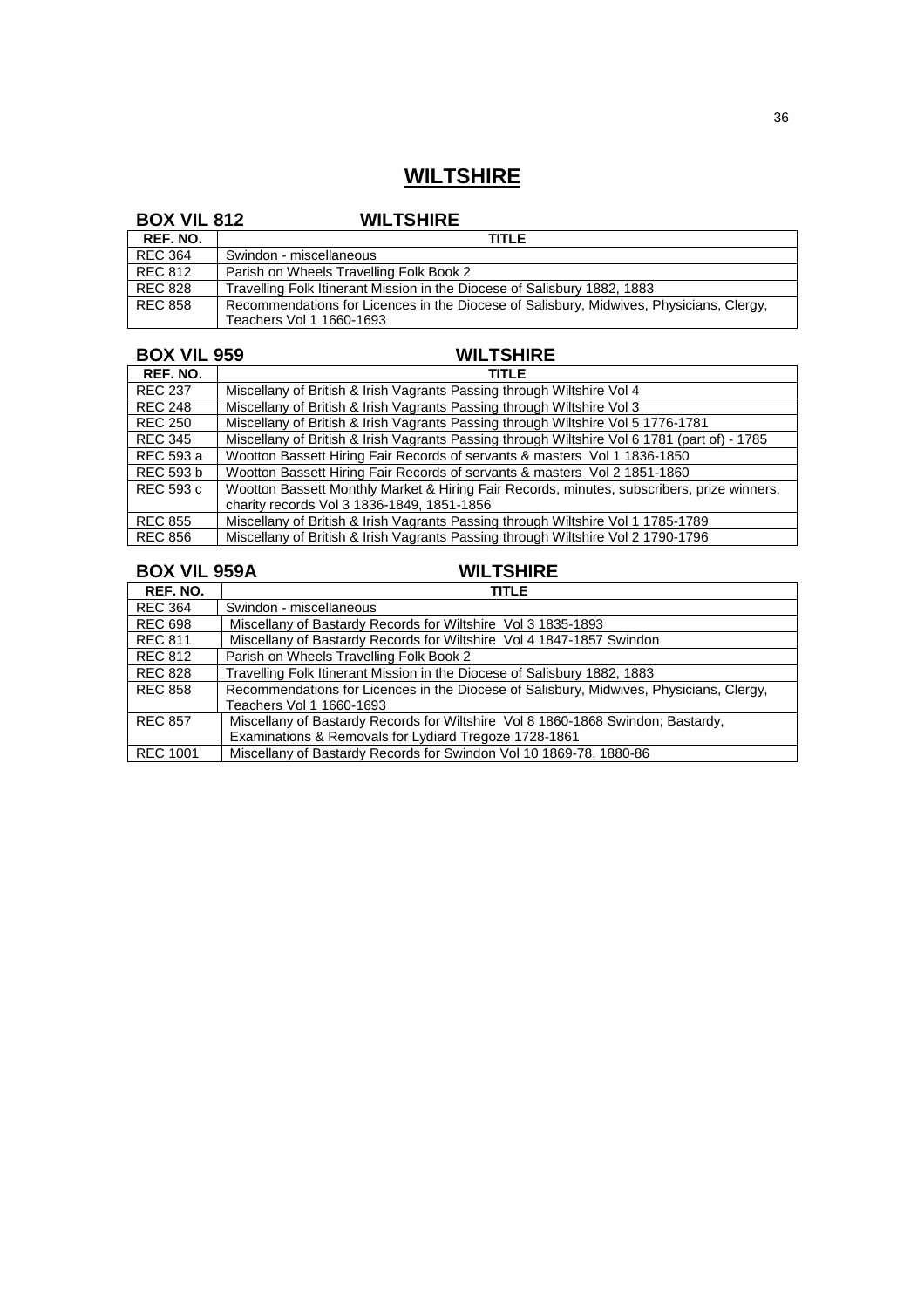# WILTSHIRE

## BOX VIL 812 WILTSHIRE

| REF. NO. | TITLE |
|---|---|
| REC 364 | Swindon - miscellaneous |
| REC 812 | Parish on Wheels Travelling Folk Book 2 |
| REC 828 | Travelling Folk Itinerant Mission in the Diocese of Salisbury 1882, 1883 |
| REC 858 | Recommendations for Licences in the Diocese of Salisbury, Midwives, Physicians, Clergy, Teachers Vol 1 1660-1693 |

## BOX VIL 959 WILTSHIRE

| REF. NO. | TITLE |
|---|---|
| REC 237 | Miscellany of British & Irish Vagrants Passing through Wiltshire Vol 4 |
| REC 248 | Miscellany of British & Irish Vagrants Passing through Wiltshire Vol 3 |
| REC 250 | Miscellany of British & Irish Vagrants Passing through Wiltshire Vol 5 1776-1781 |
| REC 345 | Miscellany of British & Irish Vagrants Passing through Wiltshire Vol 6 1781 (part of) - 1785 |
| REC 593 a | Wootton Bassett Hiring Fair Records of servants & masters Vol 1 1836-1850 |
| REC 593 b | Wootton Bassett Hiring Fair Records of servants & masters Vol 2 1851-1860 |
| REC 593 c | Wootton Bassett Monthly Market & Hiring Fair Records, minutes, subscribers, prize winners, charity records Vol 3 1836-1849, 1851-1856 |
| REC 855 | Miscellany of British & Irish Vagrants Passing through Wiltshire Vol 1 1785-1789 |
| REC 856 | Miscellany of British & Irish Vagrants Passing through Wiltshire Vol 2 1790-1796 |

## BOX VIL 959A WILTSHIRE

| REF. NO. | TITLE |
|---|---|
| REC 364 | Swindon - miscellaneous |
| REC 698 | Miscellany of Bastardy Records for Wiltshire Vol 3 1835-1893 |
| REC 811 | Miscellany of Bastardy Records for Wiltshire Vol 4 1847-1857 Swindon |
| REC 812 | Parish on Wheels Travelling Folk Book 2 |
| REC 828 | Travelling Folk Itinerant Mission in the Diocese of Salisbury 1882, 1883 |
| REC 858 | Recommendations for Licences in the Diocese of Salisbury, Midwives, Physicians, Clergy, Teachers Vol 1 1660-1693 |
| REC 857 | Miscellany of Bastardy Records for Wiltshire Vol 8 1860-1868 Swindon; Bastardy, Examinations & Removals for Lydiard Tregoze 1728-1861 |
| REC 1001 | Miscellany of Bastardy Records for Swindon Vol 10 1869-78, 1880-86 |